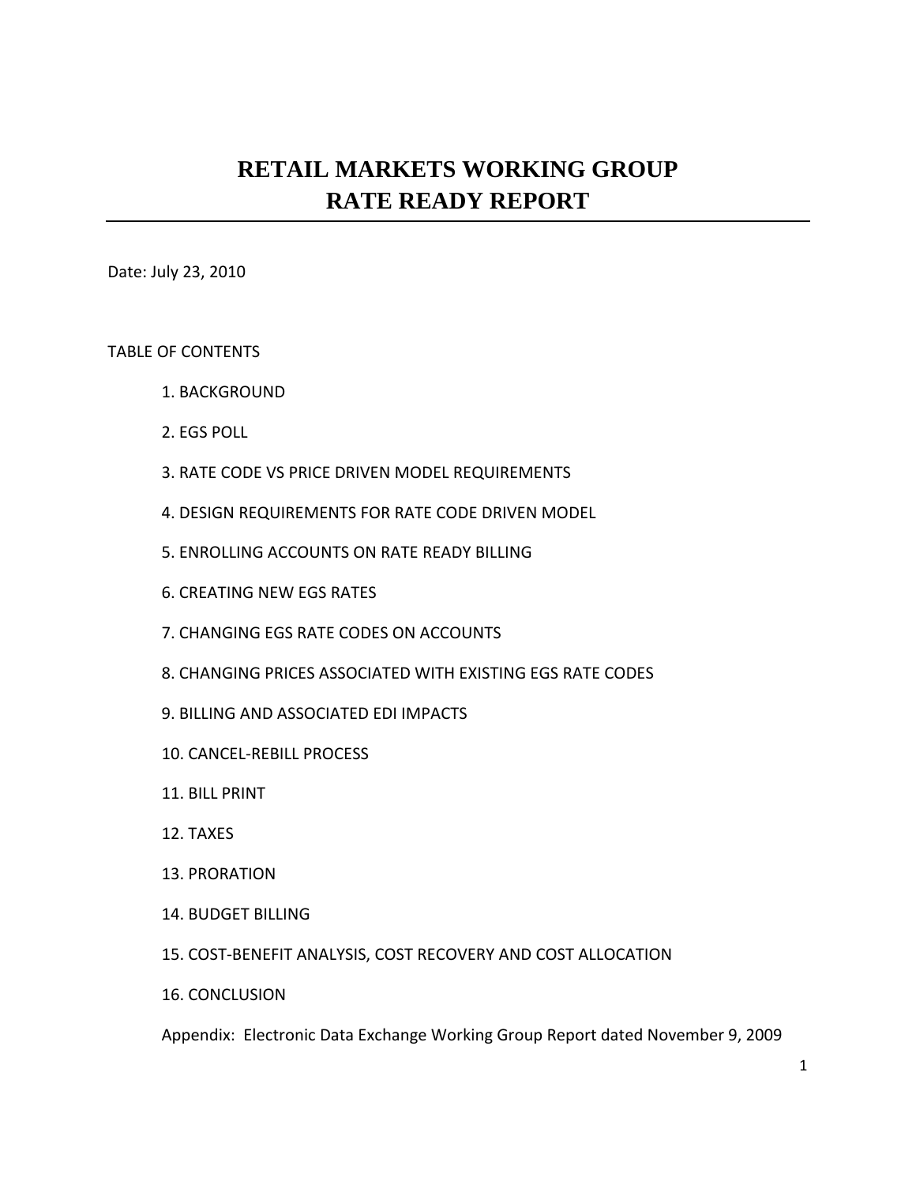# RETAIL MARKETS WORKING GROUP
# RATE READY REPORT

Date: July 23, 2010

TABLE OF CONTENTS

1. BACKGROUND
2. EGS POLL
3. RATE CODE VS PRICE DRIVEN MODEL REQUIREMENTS
4. DESIGN REQUIREMENTS FOR RATE CODE DRIVEN MODEL
5. ENROLLING ACCOUNTS ON RATE READY BILLING
6. CREATING NEW EGS RATES
7. CHANGING EGS RATE CODES ON ACCOUNTS
8. CHANGING PRICES ASSOCIATED WITH EXISTING EGS RATE CODES
9. BILLING AND ASSOCIATED EDI IMPACTS
10. CANCEL-REBILL PROCESS
11. BILL PRINT
12. TAXES
13. PRORATION
14. BUDGET BILLING
15. COST-BENEFIT ANALYSIS, COST RECOVERY AND COST ALLOCATION
16. CONCLUSION

Appendix: Electronic Data Exchange Working Group Report dated November 9, 2009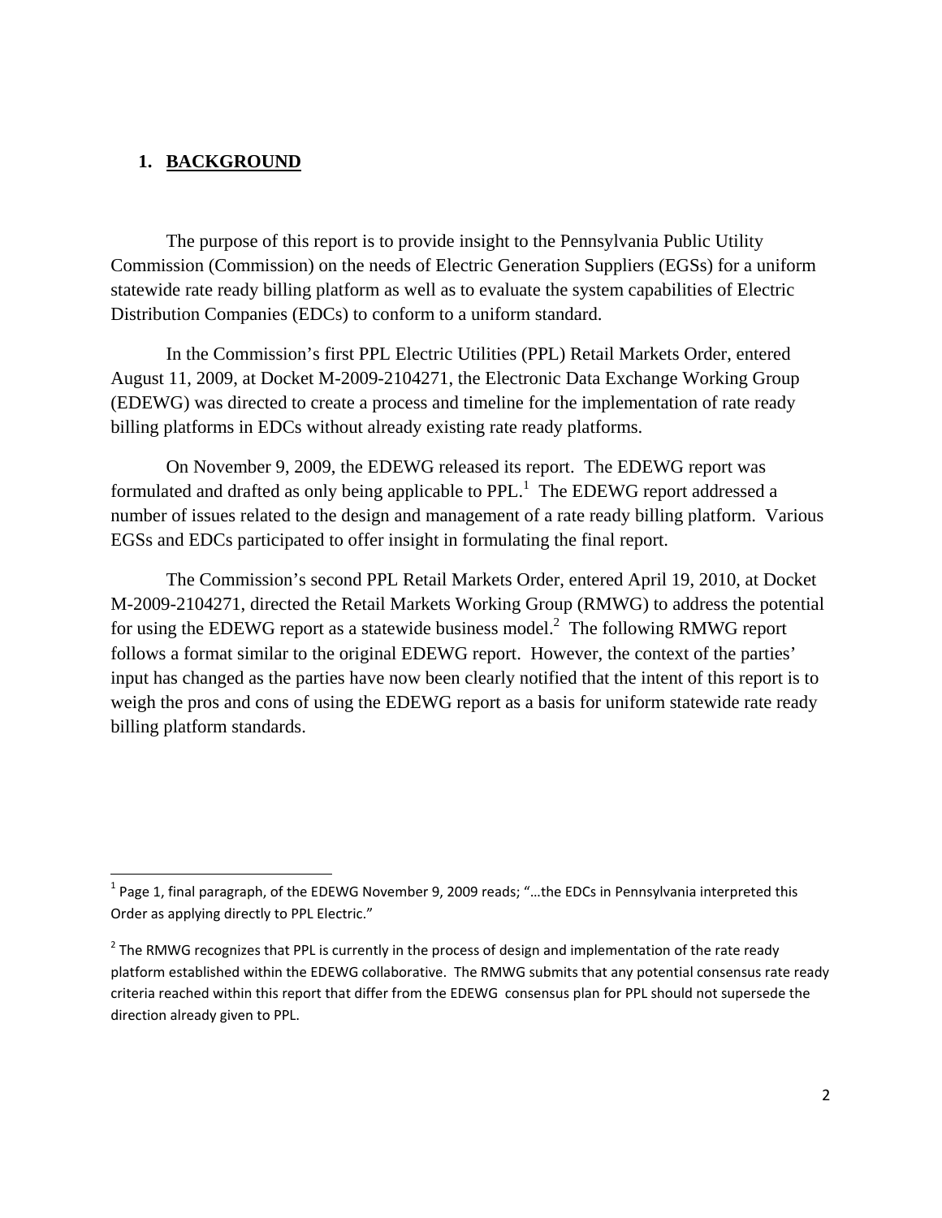## 1. BACKGROUND

The purpose of this report is to provide insight to the Pennsylvania Public Utility Commission (Commission) on the needs of Electric Generation Suppliers (EGSs) for a uniform statewide rate ready billing platform as well as to evaluate the system capabilities of Electric Distribution Companies (EDCs) to conform to a uniform standard.

In the Commission's first PPL Electric Utilities (PPL) Retail Markets Order, entered August 11, 2009, at Docket M-2009-2104271, the Electronic Data Exchange Working Group (EDEWG) was directed to create a process and timeline for the implementation of rate ready billing platforms in EDCs without already existing rate ready platforms.

On November 9, 2009, the EDEWG released its report. The EDEWG report was formulated and drafted as only being applicable to PPL.[1] The EDEWG report addressed a number of issues related to the design and management of a rate ready billing platform. Various EGSs and EDCs participated to offer insight in formulating the final report.

The Commission's second PPL Retail Markets Order, entered April 19, 2010, at Docket M-2009-2104271, directed the Retail Markets Working Group (RMWG) to address the potential for using the EDEWG report as a statewide business model.[2] The following RMWG report follows a format similar to the original EDEWG report. However, the context of the parties' input has changed as the parties have now been clearly notified that the intent of this report is to weigh the pros and cons of using the EDEWG report as a basis for uniform statewide rate ready billing platform standards.

---

[1] Page 1, final paragraph, of the EDEWG November 9, 2009 reads; "…the EDCs in Pennsylvania interpreted this Order as applying directly to PPL Electric."

[2] The RMWG recognizes that PPL is currently in the process of design and implementation of the rate ready platform established within the EDEWG collaborative. The RMWG submits that any potential consensus rate ready criteria reached within this report that differ from the EDEWG consensus plan for PPL should not supersede the direction already given to PPL.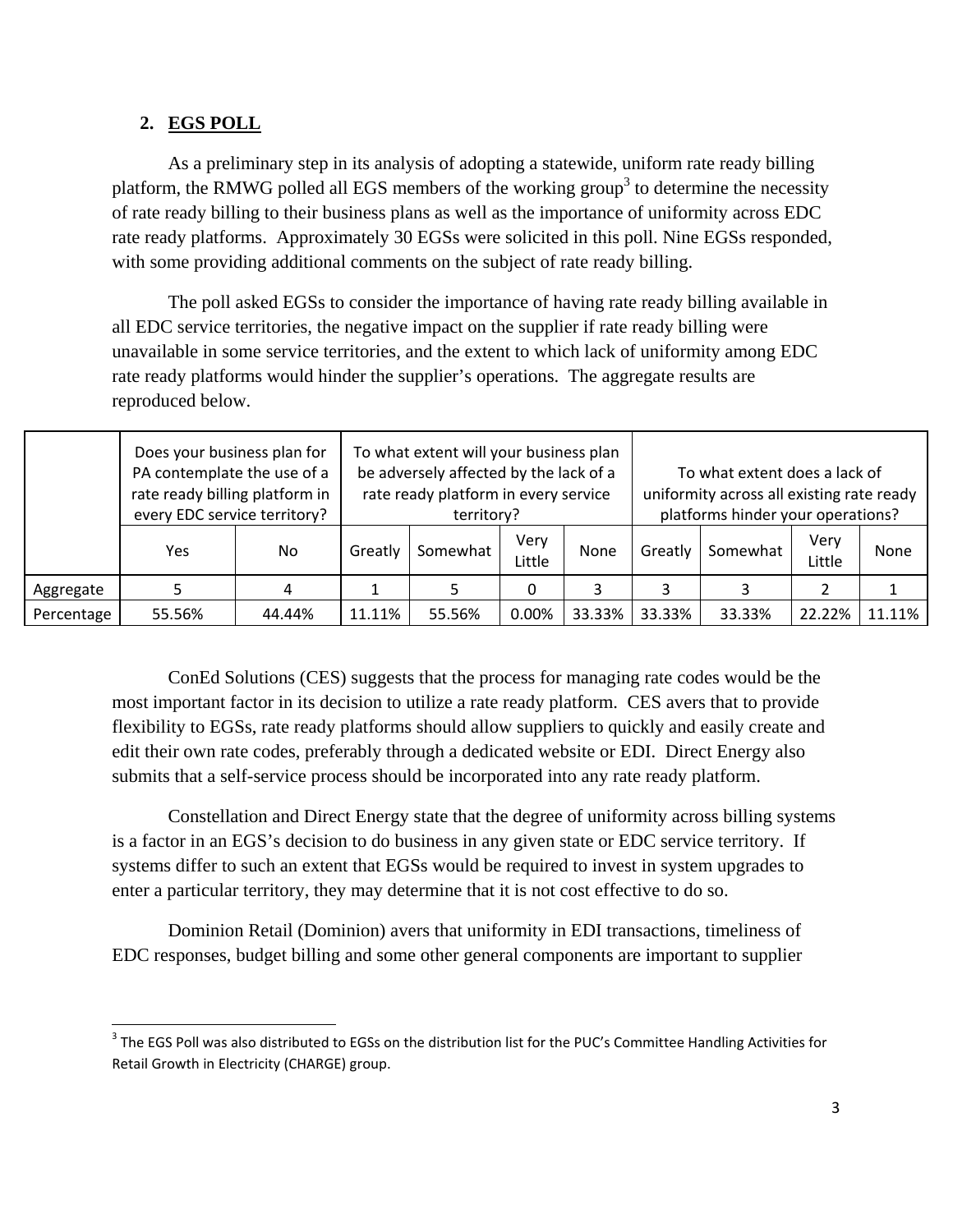## 2. EGS POLL

As a preliminary step in its analysis of adopting a statewide, uniform rate ready billing platform, the RMWG polled all EGS members of the working group[3] to determine the necessity of rate ready billing to their business plans as well as the importance of uniformity across EDC rate ready platforms. Approximately 30 EGSs were solicited in this poll. Nine EGSs responded, with some providing additional comments on the subject of rate ready billing.

The poll asked EGSs to consider the importance of having rate ready billing available in all EDC service territories, the negative impact on the supplier if rate ready billing were unavailable in some service territories, and the extent to which lack of uniformity among EDC rate ready platforms would hinder the supplier's operations. The aggregate results are reproduced below.

| | Does your business plan for PA contemplate the use of a rate ready billing platform in every EDC service territory? | | To what extent will your business plan be adversely affected by the lack of a rate ready platform in every service territory? | | | | To what extent does a lack of uniformity across all existing rate ready platforms hinder your operations? | | | |
|---|---|---|---|---|---|---|---|---|---|---|
| | Yes | No | Greatly | Somewhat | Very Little | None | Greatly | Somewhat | Very Little | None |
| Aggregate | 5 | 4 | 1 | 5 | 0 | 3 | 3 | 3 | 2 | 1 |
| Percentage | 55.56% | 44.44% | 11.11% | 55.56% | 0.00% | 33.33% | 33.33% | 33.33% | 22.22% | 11.11% |

ConEd Solutions (CES) suggests that the process for managing rate codes would be the most important factor in its decision to utilize a rate ready platform. CES avers that to provide flexibility to EGSs, rate ready platforms should allow suppliers to quickly and easily create and edit their own rate codes, preferably through a dedicated website or EDI. Direct Energy also submits that a self-service process should be incorporated into any rate ready platform.

Constellation and Direct Energy state that the degree of uniformity across billing systems is a factor in an EGS's decision to do business in any given state or EDC service territory. If systems differ to such an extent that EGSs would be required to invest in system upgrades to enter a particular territory, they may determine that it is not cost effective to do so.

Dominion Retail (Dominion) avers that uniformity in EDI transactions, timeliness of EDC responses, budget billing and some other general components are important to supplier

[3] The EGS Poll was also distributed to EGSs on the distribution list for the PUC's Committee Handling Activities for Retail Growth in Electricity (CHARGE) group.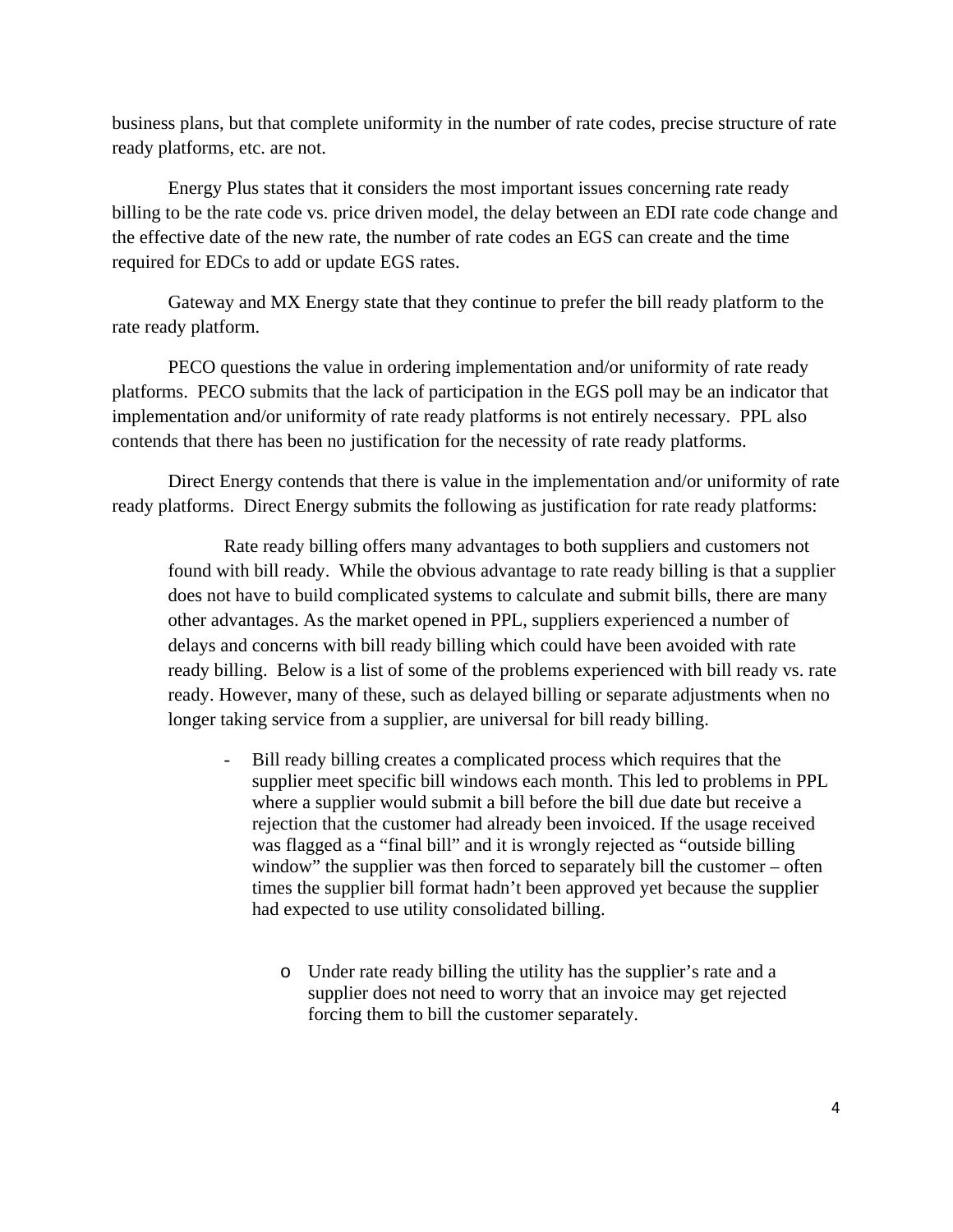business plans, but that complete uniformity in the number of rate codes, precise structure of rate ready platforms, etc. are not.

Energy Plus states that it considers the most important issues concerning rate ready billing to be the rate code vs. price driven model, the delay between an EDI rate code change and the effective date of the new rate, the number of rate codes an EGS can create and the time required for EDCs to add or update EGS rates.

Gateway and MX Energy state that they continue to prefer the bill ready platform to the rate ready platform.

PECO questions the value in ordering implementation and/or uniformity of rate ready platforms. PECO submits that the lack of participation in the EGS poll may be an indicator that implementation and/or uniformity of rate ready platforms is not entirely necessary. PPL also contends that there has been no justification for the necessity of rate ready platforms.

Direct Energy contends that there is value in the implementation and/or uniformity of rate ready platforms. Direct Energy submits the following as justification for rate ready platforms:

> Rate ready billing offers many advantages to both suppliers and customers not found with bill ready. While the obvious advantage to rate ready billing is that a supplier does not have to build complicated systems to calculate and submit bills, there are many other advantages. As the market opened in PPL, suppliers experienced a number of delays and concerns with bill ready billing which could have been avoided with rate ready billing. Below is a list of some of the problems experienced with bill ready vs. rate ready. However, many of these, such as delayed billing or separate adjustments when no longer taking service from a supplier, are universal for bill ready billing.
>
> - Bill ready billing creates a complicated process which requires that the supplier meet specific bill windows each month. This led to problems in PPL where a supplier would submit a bill before the bill due date but receive a rejection that the customer had already been invoiced. If the usage received was flagged as a "final bill" and it is wrongly rejected as "outside billing window" the supplier was then forced to separately bill the customer – often times the supplier bill format hadn't been approved yet because the supplier had expected to use utility consolidated billing.
>
>   - Under rate ready billing the utility has the supplier's rate and a supplier does not need to worry that an invoice may get rejected forcing them to bill the customer separately.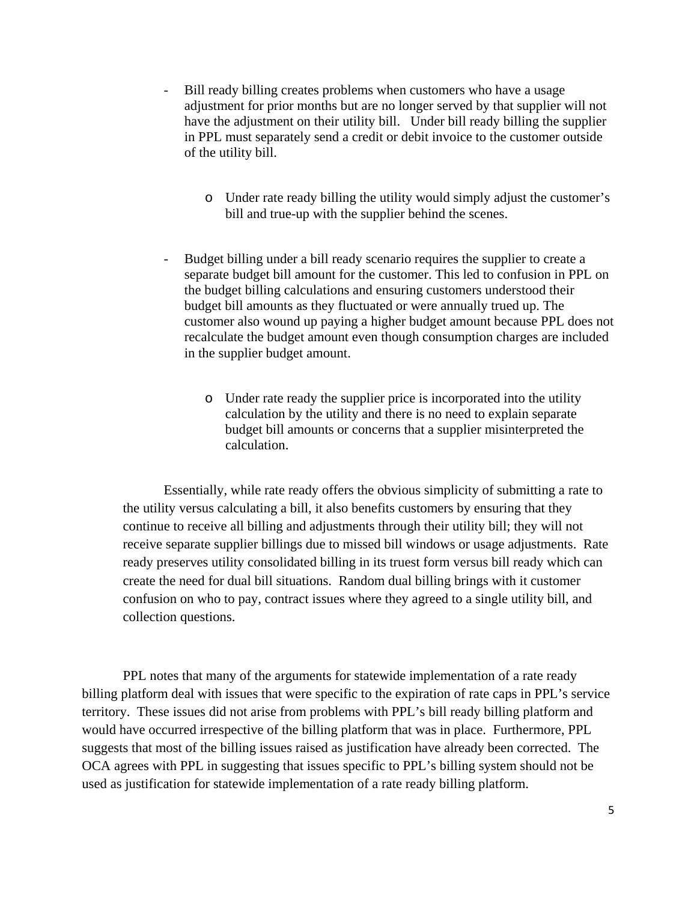- Bill ready billing creates problems when customers who have a usage adjustment for prior months but are no longer served by that supplier will not have the adjustment on their utility bill. Under bill ready billing the supplier in PPL must separately send a credit or debit invoice to the customer outside of the utility bill.

  - Under rate ready billing the utility would simply adjust the customer's bill and true-up with the supplier behind the scenes.

- Budget billing under a bill ready scenario requires the supplier to create a separate budget bill amount for the customer. This led to confusion in PPL on the budget billing calculations and ensuring customers understood their budget bill amounts as they fluctuated or were annually trued up. The customer also wound up paying a higher budget amount because PPL does not recalculate the budget amount even though consumption charges are included in the supplier budget amount.

  - Under rate ready the supplier price is incorporated into the utility calculation by the utility and there is no need to explain separate budget bill amounts or concerns that a supplier misinterpreted the calculation.

Essentially, while rate ready offers the obvious simplicity of submitting a rate to the utility versus calculating a bill, it also benefits customers by ensuring that they continue to receive all billing and adjustments through their utility bill; they will not receive separate supplier billings due to missed bill windows or usage adjustments. Rate ready preserves utility consolidated billing in its truest form versus bill ready which can create the need for dual bill situations. Random dual billing brings with it customer confusion on who to pay, contract issues where they agreed to a single utility bill, and collection questions.

PPL notes that many of the arguments for statewide implementation of a rate ready billing platform deal with issues that were specific to the expiration of rate caps in PPL's service territory. These issues did not arise from problems with PPL's bill ready billing platform and would have occurred irrespective of the billing platform that was in place. Furthermore, PPL suggests that most of the billing issues raised as justification have already been corrected. The OCA agrees with PPL in suggesting that issues specific to PPL's billing system should not be used as justification for statewide implementation of a rate ready billing platform.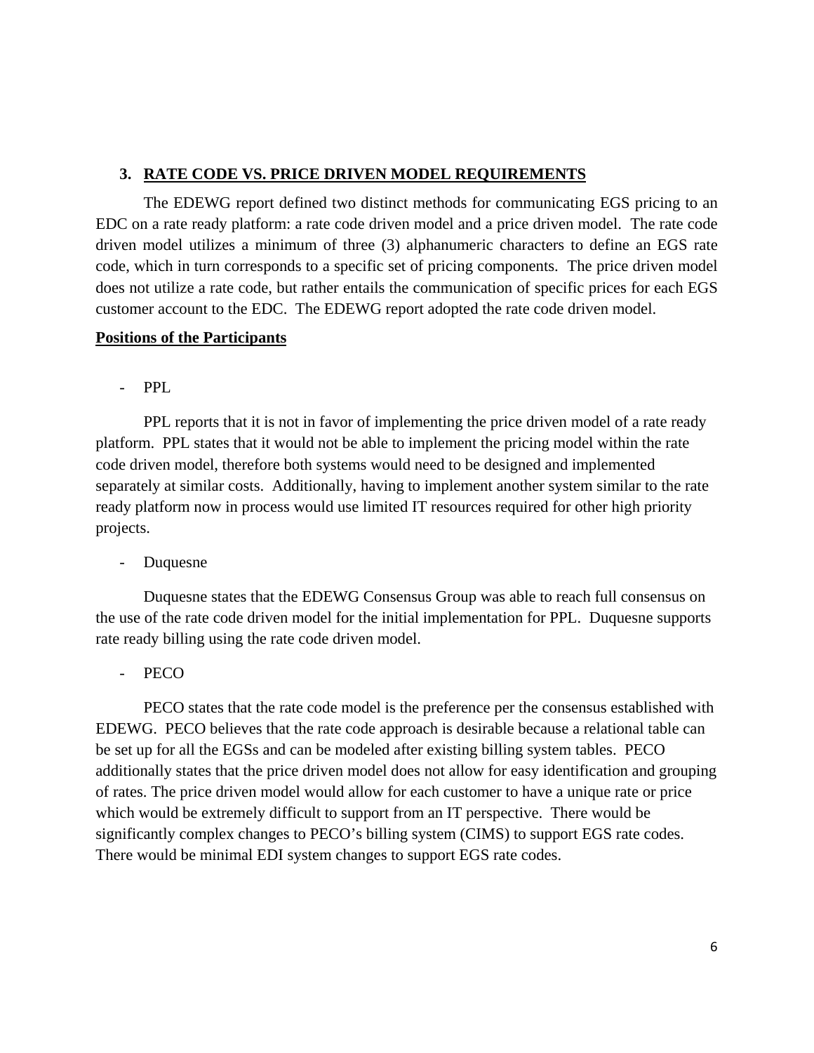## 3. RATE CODE VS. PRICE DRIVEN MODEL REQUIREMENTS

The EDEWG report defined two distinct methods for communicating EGS pricing to an EDC on a rate ready platform: a rate code driven model and a price driven model. The rate code driven model utilizes a minimum of three (3) alphanumeric characters to define an EGS rate code, which in turn corresponds to a specific set of pricing components. The price driven model does not utilize a rate code, but rather entails the communication of specific prices for each EGS customer account to the EDC. The EDEWG report adopted the rate code driven model.

**Positions of the Participants**

- PPL

PPL reports that it is not in favor of implementing the price driven model of a rate ready platform. PPL states that it would not be able to implement the pricing model within the rate code driven model, therefore both systems would need to be designed and implemented separately at similar costs. Additionally, having to implement another system similar to the rate ready platform now in process would use limited IT resources required for other high priority projects.

- Duquesne

Duquesne states that the EDEWG Consensus Group was able to reach full consensus on the use of the rate code driven model for the initial implementation for PPL. Duquesne supports rate ready billing using the rate code driven model.

- PECO

PECO states that the rate code model is the preference per the consensus established with EDEWG. PECO believes that the rate code approach is desirable because a relational table can be set up for all the EGSs and can be modeled after existing billing system tables. PECO additionally states that the price driven model does not allow for easy identification and grouping of rates. The price driven model would allow for each customer to have a unique rate or price which would be extremely difficult to support from an IT perspective. There would be significantly complex changes to PECO's billing system (CIMS) to support EGS rate codes. There would be minimal EDI system changes to support EGS rate codes.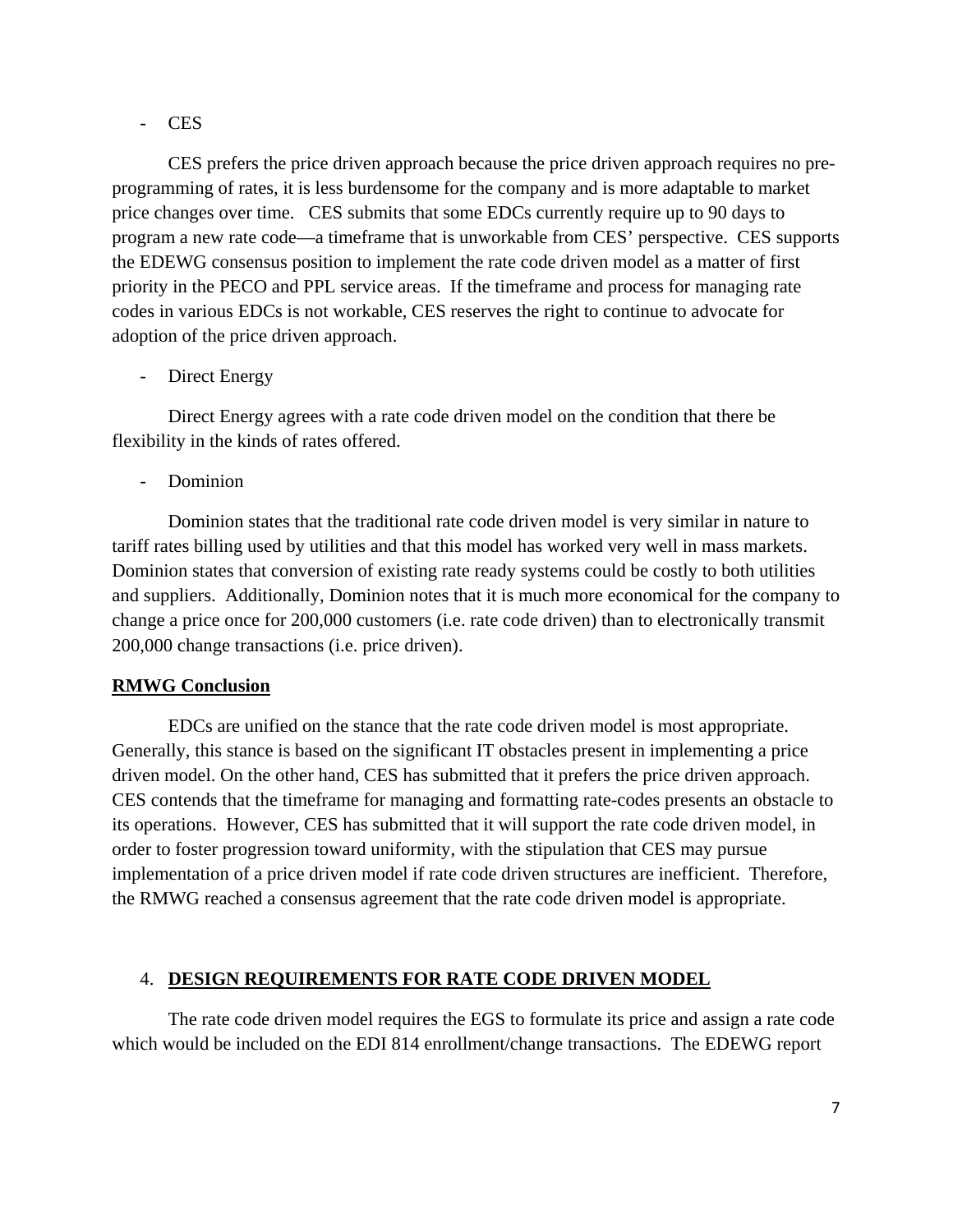- CES

CES prefers the price driven approach because the price driven approach requires no pre-programming of rates, it is less burdensome for the company and is more adaptable to market price changes over time. CES submits that some EDCs currently require up to 90 days to program a new rate code—a timeframe that is unworkable from CES' perspective. CES supports the EDEWG consensus position to implement the rate code driven model as a matter of first priority in the PECO and PPL service areas. If the timeframe and process for managing rate codes in various EDCs is not workable, CES reserves the right to continue to advocate for adoption of the price driven approach.

- Direct Energy

Direct Energy agrees with a rate code driven model on the condition that there be flexibility in the kinds of rates offered.

- Dominion

Dominion states that the traditional rate code driven model is very similar in nature to tariff rates billing used by utilities and that this model has worked very well in mass markets. Dominion states that conversion of existing rate ready systems could be costly to both utilities and suppliers. Additionally, Dominion notes that it is much more economical for the company to change a price once for 200,000 customers (i.e. rate code driven) than to electronically transmit 200,000 change transactions (i.e. price driven).

**RMWG Conclusion**

EDCs are unified on the stance that the rate code driven model is most appropriate. Generally, this stance is based on the significant IT obstacles present in implementing a price driven model. On the other hand, CES has submitted that it prefers the price driven approach. CES contends that the timeframe for managing and formatting rate-codes presents an obstacle to its operations. However, CES has submitted that it will support the rate code driven model, in order to foster progression toward uniformity, with the stipulation that CES may pursue implementation of a price driven model if rate code driven structures are inefficient. Therefore, the RMWG reached a consensus agreement that the rate code driven model is appropriate.

## 4. DESIGN REQUIREMENTS FOR RATE CODE DRIVEN MODEL

The rate code driven model requires the EGS to formulate its price and assign a rate code which would be included on the EDI 814 enrollment/change transactions. The EDEWG report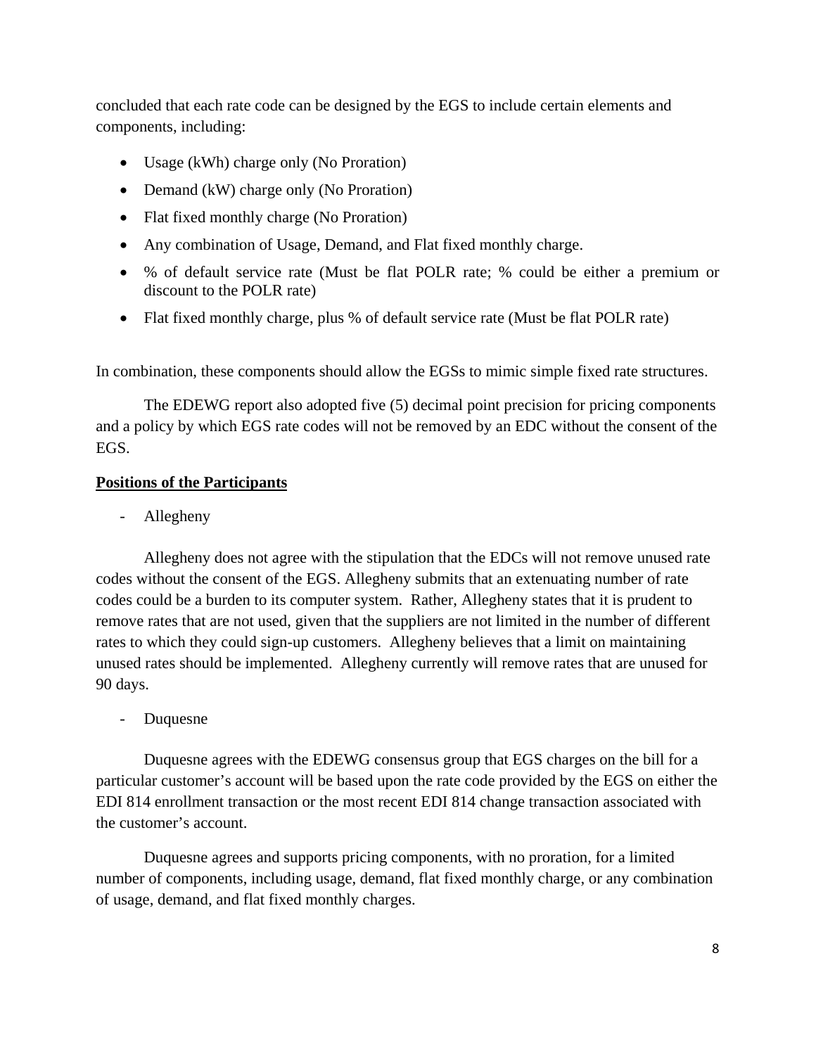concluded that each rate code can be designed by the EGS to include certain elements and components, including:

- Usage (kWh) charge only (No Proration)
- Demand (kW) charge only (No Proration)
- Flat fixed monthly charge (No Proration)
- Any combination of Usage, Demand, and Flat fixed monthly charge.
- % of default service rate (Must be flat POLR rate; % could be either a premium or discount to the POLR rate)
- Flat fixed monthly charge, plus % of default service rate (Must be flat POLR rate)

In combination, these components should allow the EGSs to mimic simple fixed rate structures.

The EDEWG report also adopted five (5) decimal point precision for pricing components and a policy by which EGS rate codes will not be removed by an EDC without the consent of the EGS.

**Positions of the Participants**

- Allegheny

Allegheny does not agree with the stipulation that the EDCs will not remove unused rate codes without the consent of the EGS. Allegheny submits that an extenuating number of rate codes could be a burden to its computer system. Rather, Allegheny states that it is prudent to remove rates that are not used, given that the suppliers are not limited in the number of different rates to which they could sign-up customers. Allegheny believes that a limit on maintaining unused rates should be implemented. Allegheny currently will remove rates that are unused for 90 days.

- Duquesne

Duquesne agrees with the EDEWG consensus group that EGS charges on the bill for a particular customer's account will be based upon the rate code provided by the EGS on either the EDI 814 enrollment transaction or the most recent EDI 814 change transaction associated with the customer's account.

Duquesne agrees and supports pricing components, with no proration, for a limited number of components, including usage, demand, flat fixed monthly charge, or any combination of usage, demand, and flat fixed monthly charges.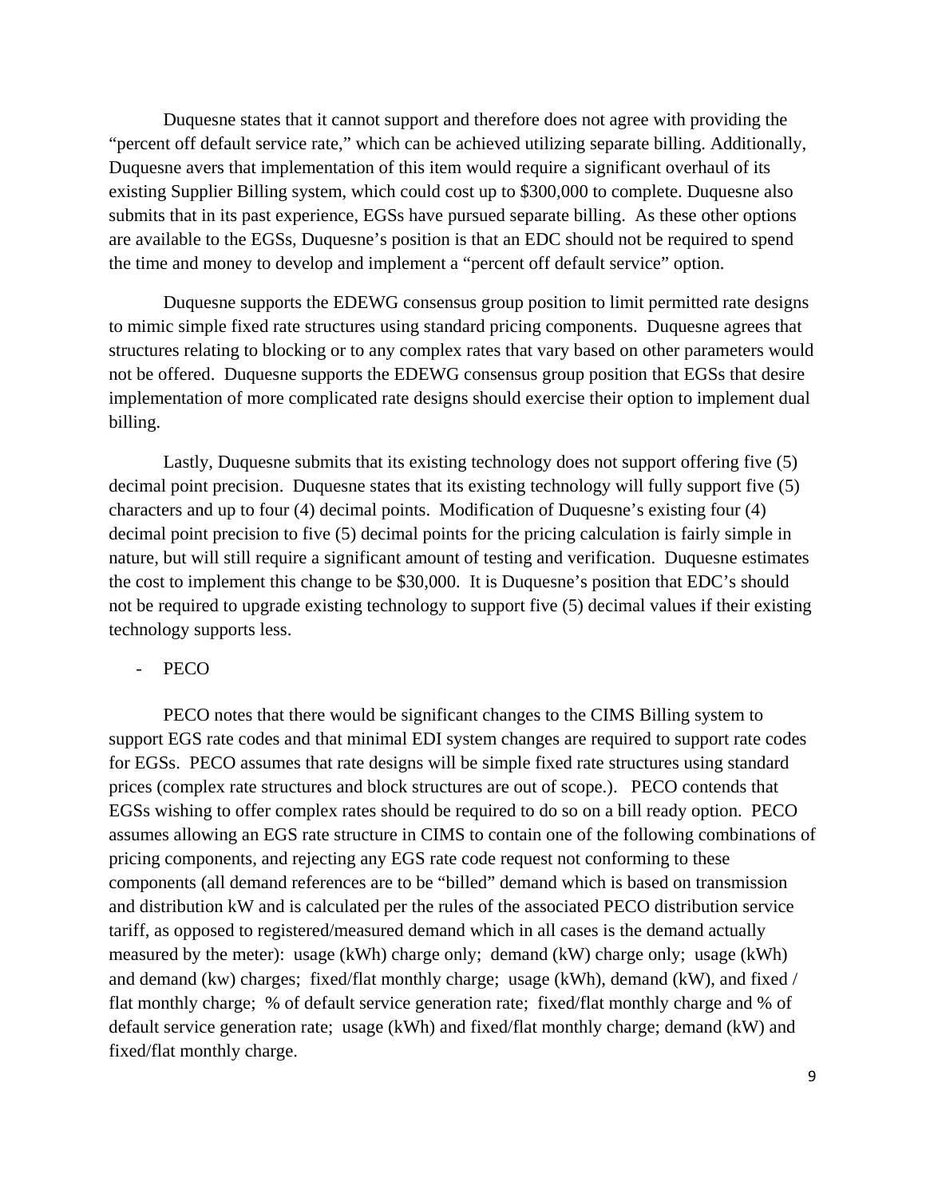Duquesne states that it cannot support and therefore does not agree with providing the "percent off default service rate," which can be achieved utilizing separate billing. Additionally, Duquesne avers that implementation of this item would require a significant overhaul of its existing Supplier Billing system, which could cost up to $300,000 to complete. Duquesne also submits that in its past experience, EGSs have pursued separate billing. As these other options are available to the EGSs, Duquesne's position is that an EDC should not be required to spend the time and money to develop and implement a "percent off default service" option.

Duquesne supports the EDEWG consensus group position to limit permitted rate designs to mimic simple fixed rate structures using standard pricing components. Duquesne agrees that structures relating to blocking or to any complex rates that vary based on other parameters would not be offered. Duquesne supports the EDEWG consensus group position that EGSs that desire implementation of more complicated rate designs should exercise their option to implement dual billing.

Lastly, Duquesne submits that its existing technology does not support offering five (5) decimal point precision. Duquesne states that its existing technology will fully support five (5) characters and up to four (4) decimal points. Modification of Duquesne's existing four (4) decimal point precision to five (5) decimal points for the pricing calculation is fairly simple in nature, but will still require a significant amount of testing and verification. Duquesne estimates the cost to implement this change to be $30,000. It is Duquesne's position that EDC's should not be required to upgrade existing technology to support five (5) decimal values if their existing technology supports less.

- PECO

PECO notes that there would be significant changes to the CIMS Billing system to support EGS rate codes and that minimal EDI system changes are required to support rate codes for EGSs. PECO assumes that rate designs will be simple fixed rate structures using standard prices (complex rate structures and block structures are out of scope.). PECO contends that EGSs wishing to offer complex rates should be required to do so on a bill ready option. PECO assumes allowing an EGS rate structure in CIMS to contain one of the following combinations of pricing components, and rejecting any EGS rate code request not conforming to these components (all demand references are to be "billed" demand which is based on transmission and distribution kW and is calculated per the rules of the associated PECO distribution service tariff, as opposed to registered/measured demand which in all cases is the demand actually measured by the meter): usage (kWh) charge only; demand (kW) charge only; usage (kWh) and demand (kw) charges; fixed/flat monthly charge; usage (kWh), demand (kW), and fixed / flat monthly charge; % of default service generation rate; fixed/flat monthly charge and % of default service generation rate; usage (kWh) and fixed/flat monthly charge; demand (kW) and fixed/flat monthly charge.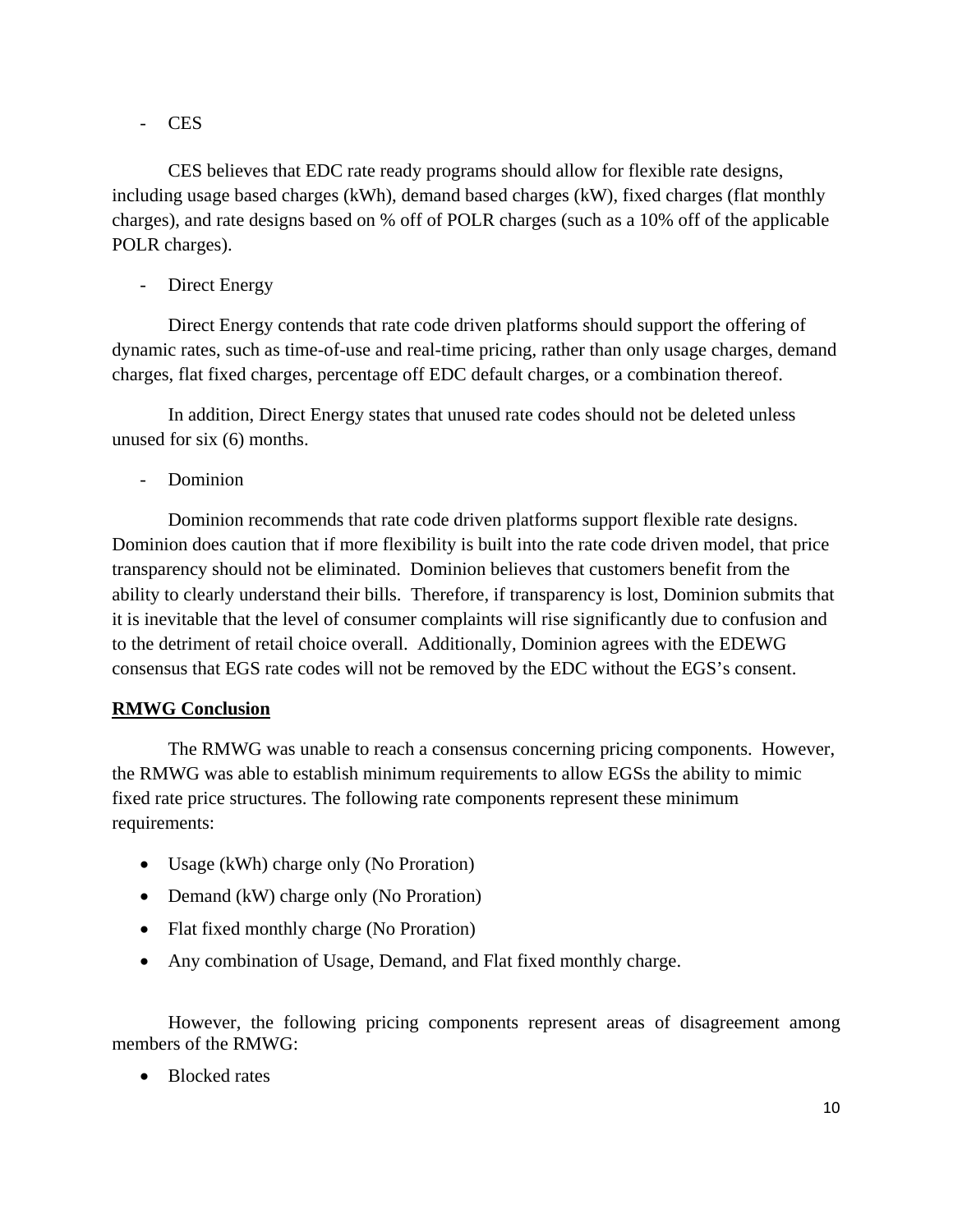- CES

CES believes that EDC rate ready programs should allow for flexible rate designs, including usage based charges (kWh), demand based charges (kW), fixed charges (flat monthly charges), and rate designs based on % off of POLR charges (such as a 10% off of the applicable POLR charges).

- Direct Energy

Direct Energy contends that rate code driven platforms should support the offering of dynamic rates, such as time-of-use and real-time pricing, rather than only usage charges, demand charges, flat fixed charges, percentage off EDC default charges, or a combination thereof.

In addition, Direct Energy states that unused rate codes should not be deleted unless unused for six (6) months.

- Dominion

Dominion recommends that rate code driven platforms support flexible rate designs. Dominion does caution that if more flexibility is built into the rate code driven model, that price transparency should not be eliminated. Dominion believes that customers benefit from the ability to clearly understand their bills. Therefore, if transparency is lost, Dominion submits that it is inevitable that the level of consumer complaints will rise significantly due to confusion and to the detriment of retail choice overall. Additionally, Dominion agrees with the EDEWG consensus that EGS rate codes will not be removed by the EDC without the EGS's consent.

**RMWG Conclusion**

The RMWG was unable to reach a consensus concerning pricing components. However, the RMWG was able to establish minimum requirements to allow EGSs the ability to mimic fixed rate price structures. The following rate components represent these minimum requirements:

- Usage (kWh) charge only (No Proration)
- Demand (kW) charge only (No Proration)
- Flat fixed monthly charge (No Proration)
- Any combination of Usage, Demand, and Flat fixed monthly charge.

However, the following pricing components represent areas of disagreement among members of the RMWG:

- Blocked rates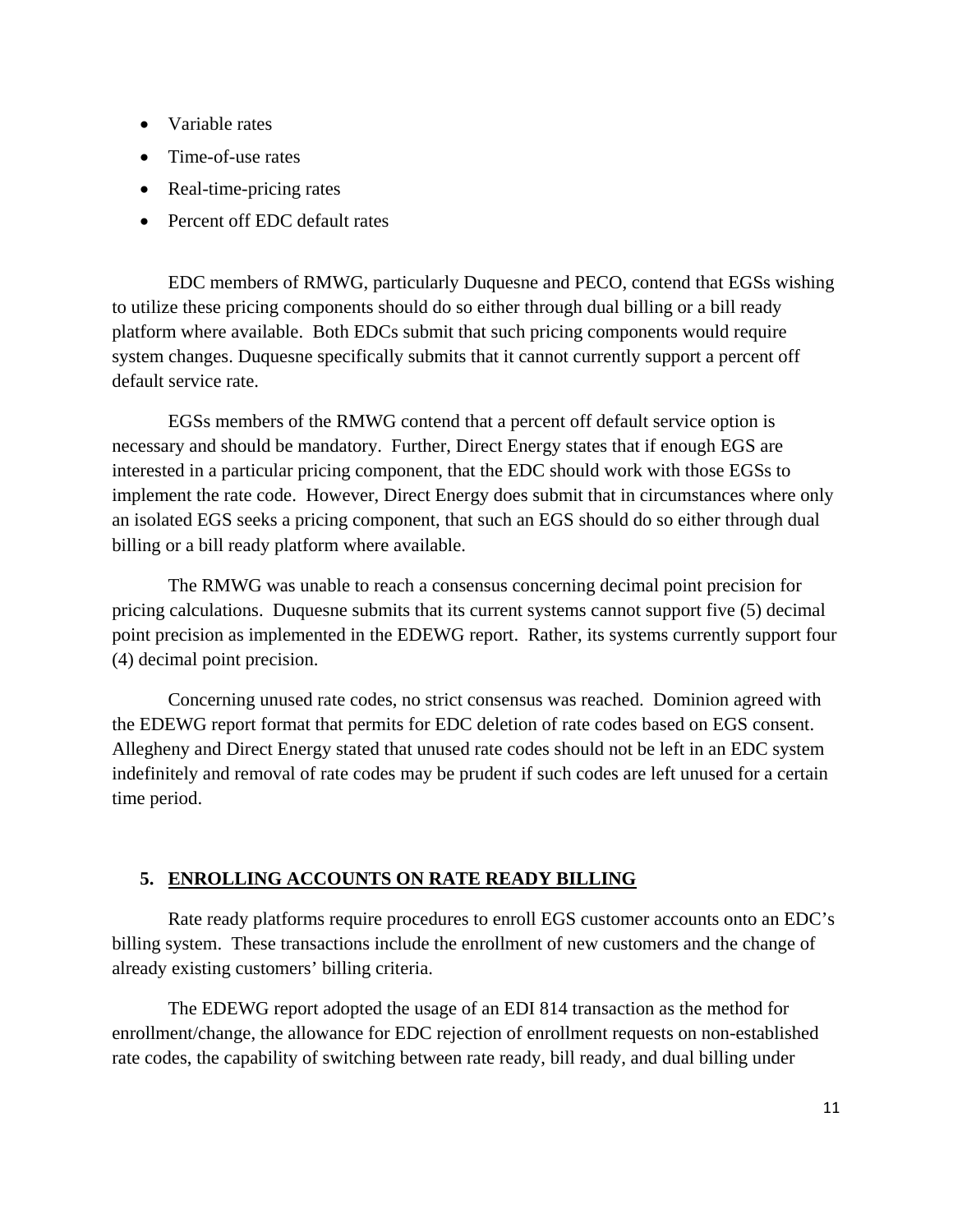- Variable rates
- Time-of-use rates
- Real-time-pricing rates
- Percent off EDC default rates

EDC members of RMWG, particularly Duquesne and PECO, contend that EGSs wishing to utilize these pricing components should do so either through dual billing or a bill ready platform where available. Both EDCs submit that such pricing components would require system changes. Duquesne specifically submits that it cannot currently support a percent off default service rate.

EGSs members of the RMWG contend that a percent off default service option is necessary and should be mandatory. Further, Direct Energy states that if enough EGS are interested in a particular pricing component, that the EDC should work with those EGSs to implement the rate code. However, Direct Energy does submit that in circumstances where only an isolated EGS seeks a pricing component, that such an EGS should do so either through dual billing or a bill ready platform where available.

The RMWG was unable to reach a consensus concerning decimal point precision for pricing calculations. Duquesne submits that its current systems cannot support five (5) decimal point precision as implemented in the EDEWG report. Rather, its systems currently support four (4) decimal point precision.

Concerning unused rate codes, no strict consensus was reached. Dominion agreed with the EDEWG report format that permits for EDC deletion of rate codes based on EGS consent. Allegheny and Direct Energy stated that unused rate codes should not be left in an EDC system indefinitely and removal of rate codes may be prudent if such codes are left unused for a certain time period.

## 5. ENROLLING ACCOUNTS ON RATE READY BILLING

Rate ready platforms require procedures to enroll EGS customer accounts onto an EDC's billing system. These transactions include the enrollment of new customers and the change of already existing customers' billing criteria.

The EDEWG report adopted the usage of an EDI 814 transaction as the method for enrollment/change, the allowance for EDC rejection of enrollment requests on non-established rate codes, the capability of switching between rate ready, bill ready, and dual billing under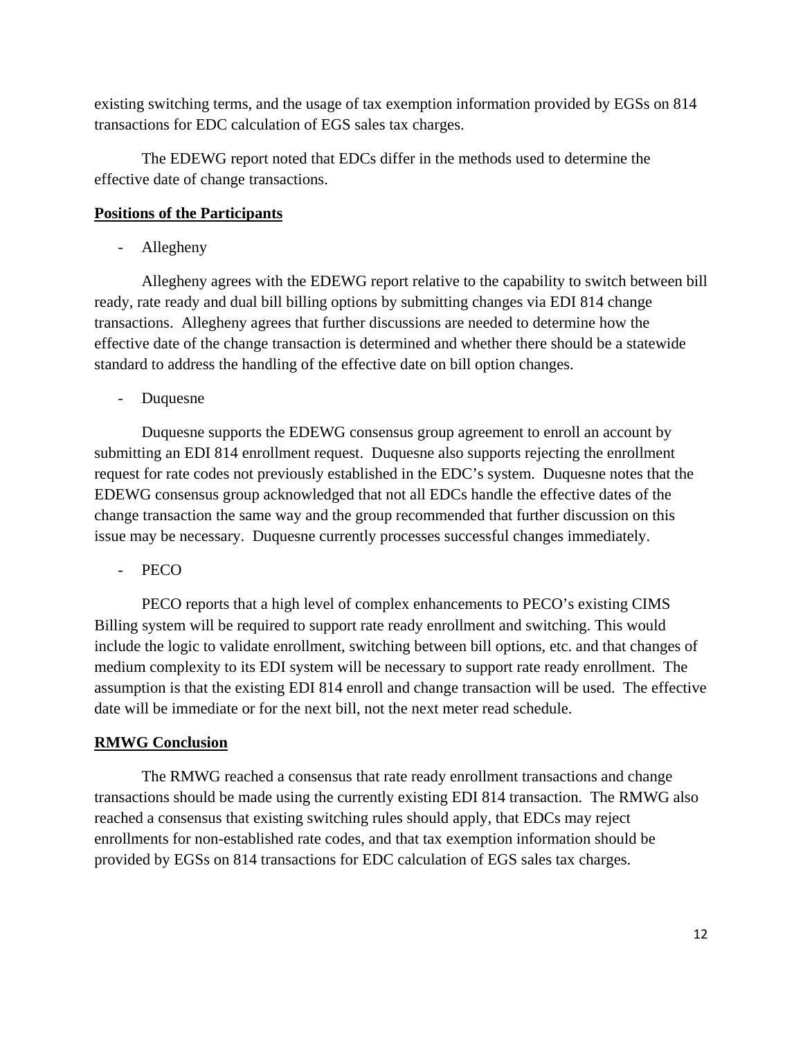existing switching terms, and the usage of tax exemption information provided by EGSs on 814 transactions for EDC calculation of EGS sales tax charges.

The EDEWG report noted that EDCs differ in the methods used to determine the effective date of change transactions.

**Positions of the Participants**

- Allegheny

Allegheny agrees with the EDEWG report relative to the capability to switch between bill ready, rate ready and dual bill billing options by submitting changes via EDI 814 change transactions. Allegheny agrees that further discussions are needed to determine how the effective date of the change transaction is determined and whether there should be a statewide standard to address the handling of the effective date on bill option changes.

- Duquesne

Duquesne supports the EDEWG consensus group agreement to enroll an account by submitting an EDI 814 enrollment request. Duquesne also supports rejecting the enrollment request for rate codes not previously established in the EDC's system. Duquesne notes that the EDEWG consensus group acknowledged that not all EDCs handle the effective dates of the change transaction the same way and the group recommended that further discussion on this issue may be necessary. Duquesne currently processes successful changes immediately.

- PECO

PECO reports that a high level of complex enhancements to PECO's existing CIMS Billing system will be required to support rate ready enrollment and switching. This would include the logic to validate enrollment, switching between bill options, etc. and that changes of medium complexity to its EDI system will be necessary to support rate ready enrollment. The assumption is that the existing EDI 814 enroll and change transaction will be used. The effective date will be immediate or for the next bill, not the next meter read schedule.

**RMWG Conclusion**

The RMWG reached a consensus that rate ready enrollment transactions and change transactions should be made using the currently existing EDI 814 transaction. The RMWG also reached a consensus that existing switching rules should apply, that EDCs may reject enrollments for non-established rate codes, and that tax exemption information should be provided by EGSs on 814 transactions for EDC calculation of EGS sales tax charges.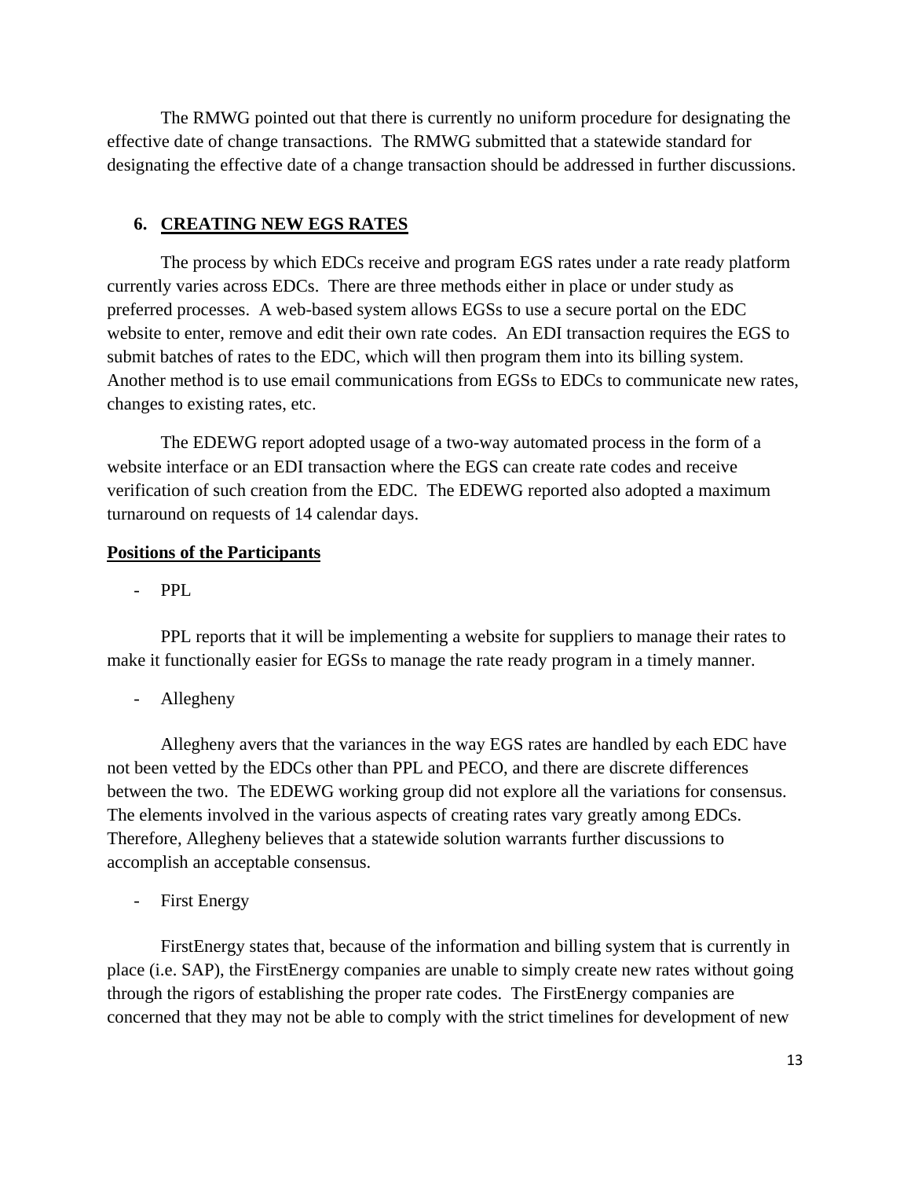The RMWG pointed out that there is currently no uniform procedure for designating the effective date of change transactions. The RMWG submitted that a statewide standard for designating the effective date of a change transaction should be addressed in further discussions.

## 6. CREATING NEW EGS RATES

The process by which EDCs receive and program EGS rates under a rate ready platform currently varies across EDCs. There are three methods either in place or under study as preferred processes. A web-based system allows EGSs to use a secure portal on the EDC website to enter, remove and edit their own rate codes. An EDI transaction requires the EGS to submit batches of rates to the EDC, which will then program them into its billing system. Another method is to use email communications from EGSs to EDCs to communicate new rates, changes to existing rates, etc.

The EDEWG report adopted usage of a two-way automated process in the form of a website interface or an EDI transaction where the EGS can create rate codes and receive verification of such creation from the EDC. The EDEWG reported also adopted a maximum turnaround on requests of 14 calendar days.

**Positions of the Participants**

- PPL

PPL reports that it will be implementing a website for suppliers to manage their rates to make it functionally easier for EGSs to manage the rate ready program in a timely manner.

- Allegheny

Allegheny avers that the variances in the way EGS rates are handled by each EDC have not been vetted by the EDCs other than PPL and PECO, and there are discrete differences between the two. The EDEWG working group did not explore all the variations for consensus. The elements involved in the various aspects of creating rates vary greatly among EDCs. Therefore, Allegheny believes that a statewide solution warrants further discussions to accomplish an acceptable consensus.

- First Energy

FirstEnergy states that, because of the information and billing system that is currently in place (i.e. SAP), the FirstEnergy companies are unable to simply create new rates without going through the rigors of establishing the proper rate codes. The FirstEnergy companies are concerned that they may not be able to comply with the strict timelines for development of new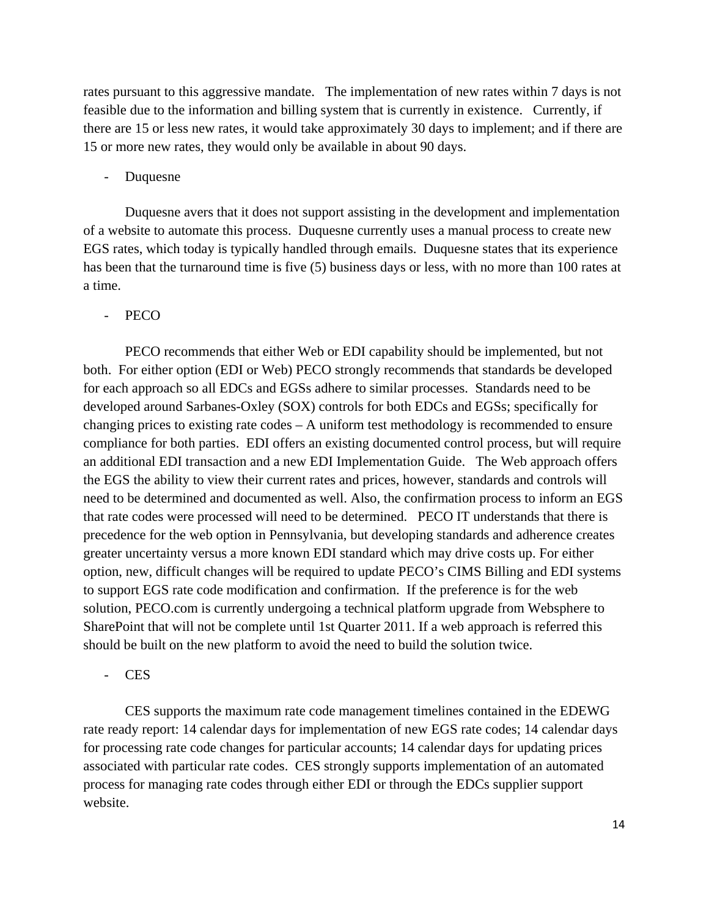rates pursuant to this aggressive mandate. The implementation of new rates within 7 days is not feasible due to the information and billing system that is currently in existence. Currently, if there are 15 or less new rates, it would take approximately 30 days to implement; and if there are 15 or more new rates, they would only be available in about 90 days.

- Duquesne

Duquesne avers that it does not support assisting in the development and implementation of a website to automate this process. Duquesne currently uses a manual process to create new EGS rates, which today is typically handled through emails. Duquesne states that its experience has been that the turnaround time is five (5) business days or less, with no more than 100 rates at a time.

- PECO

PECO recommends that either Web or EDI capability should be implemented, but not both. For either option (EDI or Web) PECO strongly recommends that standards be developed for each approach so all EDCs and EGSs adhere to similar processes. Standards need to be developed around Sarbanes-Oxley (SOX) controls for both EDCs and EGSs; specifically for changing prices to existing rate codes – A uniform test methodology is recommended to ensure compliance for both parties. EDI offers an existing documented control process, but will require an additional EDI transaction and a new EDI Implementation Guide. The Web approach offers the EGS the ability to view their current rates and prices, however, standards and controls will need to be determined and documented as well. Also, the confirmation process to inform an EGS that rate codes were processed will need to be determined. PECO IT understands that there is precedence for the web option in Pennsylvania, but developing standards and adherence creates greater uncertainty versus a more known EDI standard which may drive costs up. For either option, new, difficult changes will be required to update PECO's CIMS Billing and EDI systems to support EGS rate code modification and confirmation. If the preference is for the web solution, PECO.com is currently undergoing a technical platform upgrade from Websphere to SharePoint that will not be complete until 1st Quarter 2011. If a web approach is referred this should be built on the new platform to avoid the need to build the solution twice.

- CES

CES supports the maximum rate code management timelines contained in the EDEWG rate ready report: 14 calendar days for implementation of new EGS rate codes; 14 calendar days for processing rate code changes for particular accounts; 14 calendar days for updating prices associated with particular rate codes. CES strongly supports implementation of an automated process for managing rate codes through either EDI or through the EDCs supplier support website.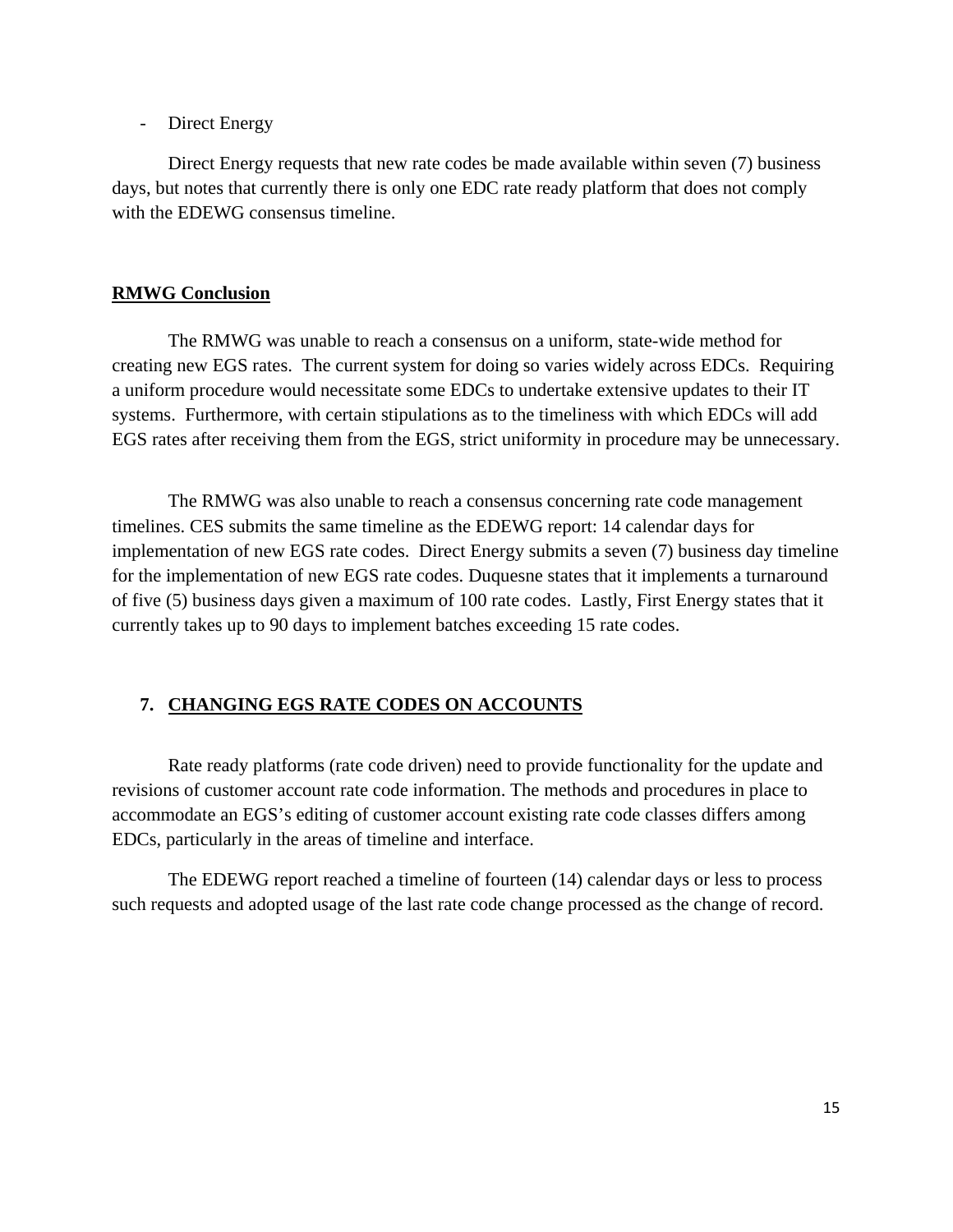- Direct Energy

Direct Energy requests that new rate codes be made available within seven (7) business days, but notes that currently there is only one EDC rate ready platform that does not comply with the EDEWG consensus timeline.

**RMWG Conclusion**

The RMWG was unable to reach a consensus on a uniform, state-wide method for creating new EGS rates. The current system for doing so varies widely across EDCs. Requiring a uniform procedure would necessitate some EDCs to undertake extensive updates to their IT systems. Furthermore, with certain stipulations as to the timeliness with which EDCs will add EGS rates after receiving them from the EGS, strict uniformity in procedure may be unnecessary.

The RMWG was also unable to reach a consensus concerning rate code management timelines. CES submits the same timeline as the EDEWG report: 14 calendar days for implementation of new EGS rate codes. Direct Energy submits a seven (7) business day timeline for the implementation of new EGS rate codes. Duquesne states that it implements a turnaround of five (5) business days given a maximum of 100 rate codes. Lastly, First Energy states that it currently takes up to 90 days to implement batches exceeding 15 rate codes.

## 7. CHANGING EGS RATE CODES ON ACCOUNTS

Rate ready platforms (rate code driven) need to provide functionality for the update and revisions of customer account rate code information. The methods and procedures in place to accommodate an EGS's editing of customer account existing rate code classes differs among EDCs, particularly in the areas of timeline and interface.

The EDEWG report reached a timeline of fourteen (14) calendar days or less to process such requests and adopted usage of the last rate code change processed as the change of record.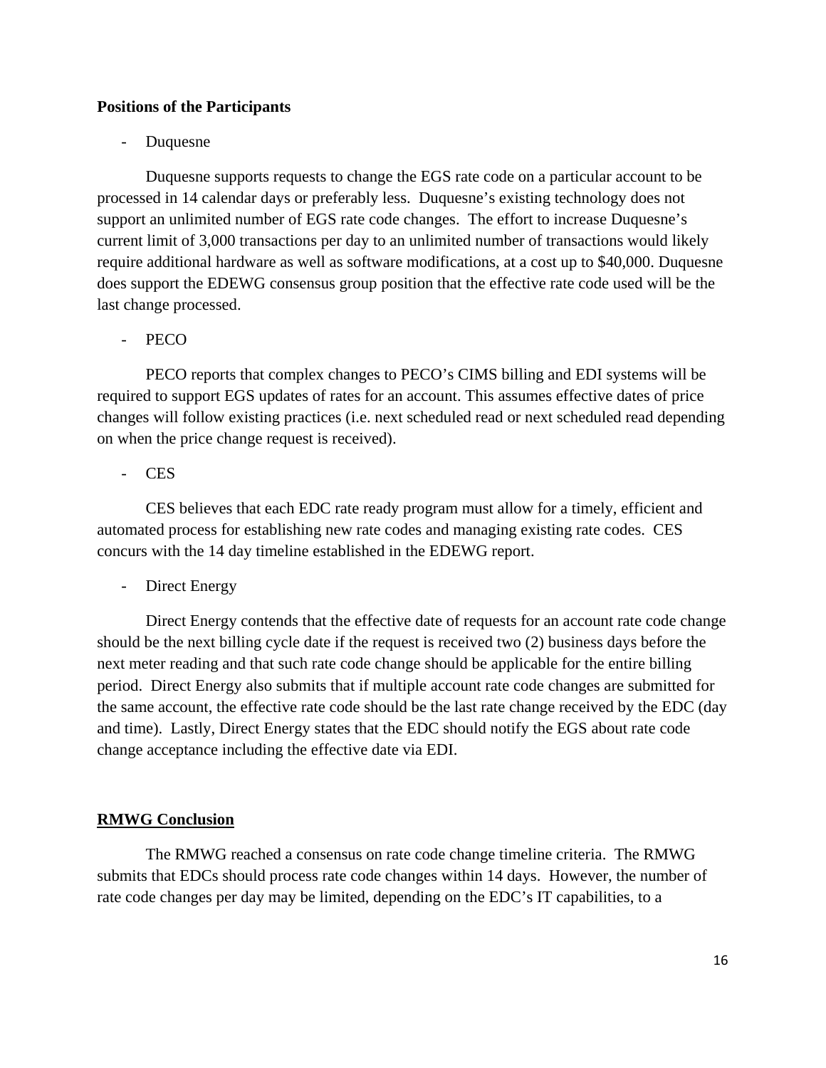**Positions of the Participants**

- Duquesne

Duquesne supports requests to change the EGS rate code on a particular account to be processed in 14 calendar days or preferably less. Duquesne's existing technology does not support an unlimited number of EGS rate code changes. The effort to increase Duquesne's current limit of 3,000 transactions per day to an unlimited number of transactions would likely require additional hardware as well as software modifications, at a cost up to $40,000. Duquesne does support the EDEWG consensus group position that the effective rate code used will be the last change processed.

- PECO

PECO reports that complex changes to PECO's CIMS billing and EDI systems will be required to support EGS updates of rates for an account. This assumes effective dates of price changes will follow existing practices (i.e. next scheduled read or next scheduled read depending on when the price change request is received).

- CES

CES believes that each EDC rate ready program must allow for a timely, efficient and automated process for establishing new rate codes and managing existing rate codes. CES concurs with the 14 day timeline established in the EDEWG report.

- Direct Energy

Direct Energy contends that the effective date of requests for an account rate code change should be the next billing cycle date if the request is received two (2) business days before the next meter reading and that such rate code change should be applicable for the entire billing period. Direct Energy also submits that if multiple account rate code changes are submitted for the same account, the effective rate code should be the last rate change received by the EDC (day and time). Lastly, Direct Energy states that the EDC should notify the EGS about rate code change acceptance including the effective date via EDI.

**<u>RMWG Conclusion</u>**

The RMWG reached a consensus on rate code change timeline criteria. The RMWG submits that EDCs should process rate code changes within 14 days. However, the number of rate code changes per day may be limited, depending on the EDC's IT capabilities, to a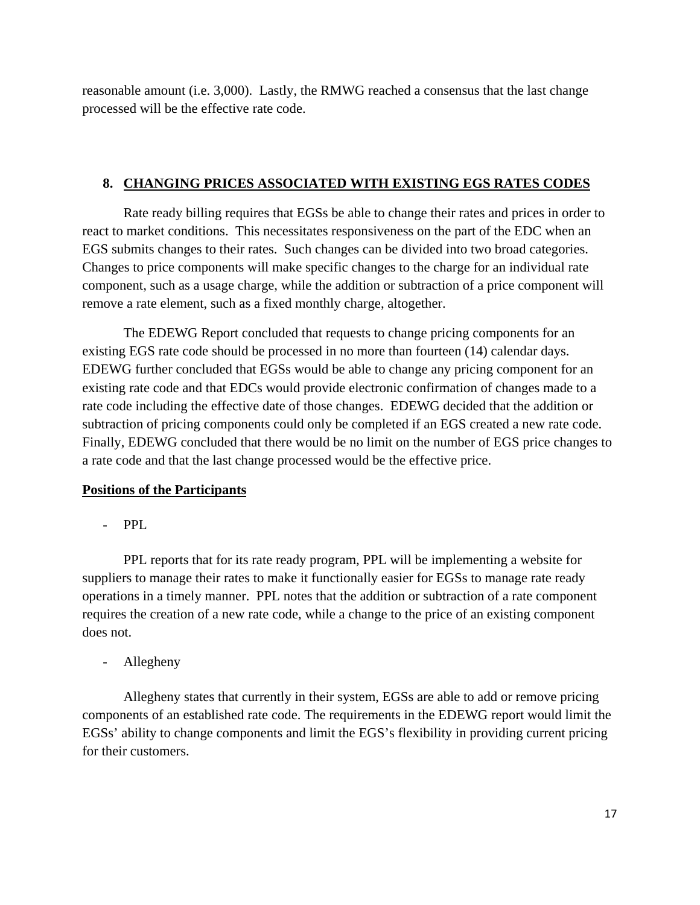reasonable amount (i.e. 3,000). Lastly, the RMWG reached a consensus that the last change processed will be the effective rate code.

## 8. CHANGING PRICES ASSOCIATED WITH EXISTING EGS RATES CODES

Rate ready billing requires that EGSs be able to change their rates and prices in order to react to market conditions. This necessitates responsiveness on the part of the EDC when an EGS submits changes to their rates. Such changes can be divided into two broad categories. Changes to price components will make specific changes to the charge for an individual rate component, such as a usage charge, while the addition or subtraction of a price component will remove a rate element, such as a fixed monthly charge, altogether.

The EDEWG Report concluded that requests to change pricing components for an existing EGS rate code should be processed in no more than fourteen (14) calendar days. EDEWG further concluded that EGSs would be able to change any pricing component for an existing rate code and that EDCs would provide electronic confirmation of changes made to a rate code including the effective date of those changes. EDEWG decided that the addition or subtraction of pricing components could only be completed if an EGS created a new rate code. Finally, EDEWG concluded that there would be no limit on the number of EGS price changes to a rate code and that the last change processed would be the effective price.

**Positions of the Participants**

- PPL

PPL reports that for its rate ready program, PPL will be implementing a website for suppliers to manage their rates to make it functionally easier for EGSs to manage rate ready operations in a timely manner. PPL notes that the addition or subtraction of a rate component requires the creation of a new rate code, while a change to the price of an existing component does not.

- Allegheny

Allegheny states that currently in their system, EGSs are able to add or remove pricing components of an established rate code. The requirements in the EDEWG report would limit the EGSs' ability to change components and limit the EGS's flexibility in providing current pricing for their customers.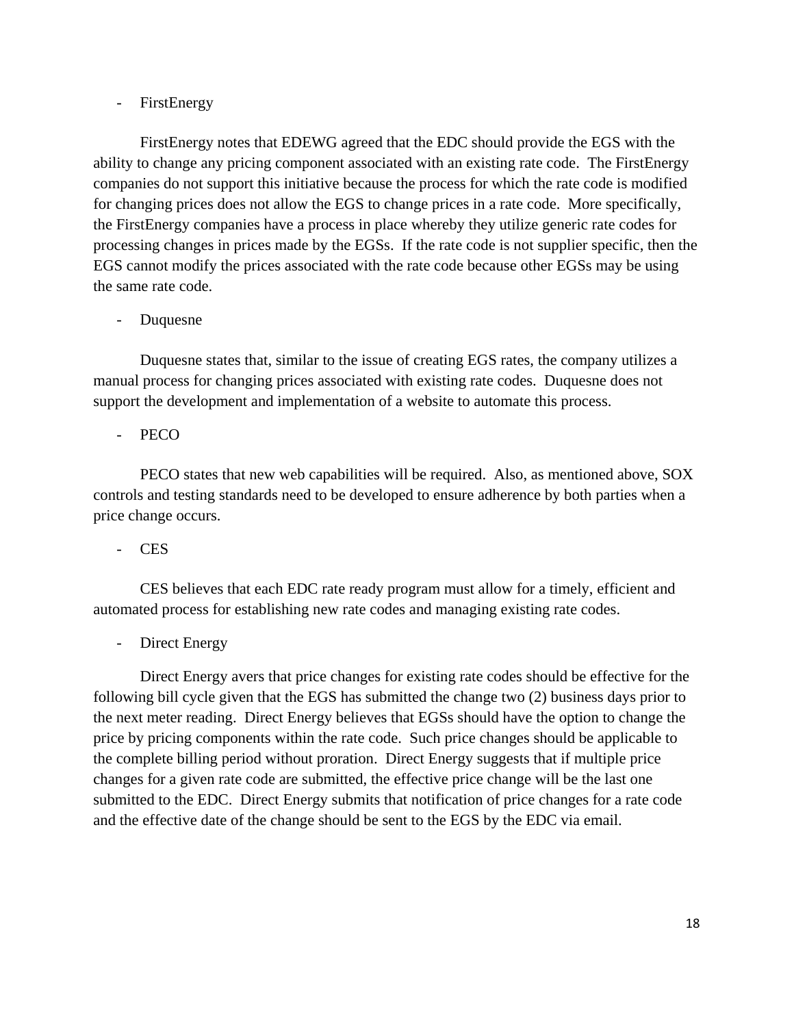- FirstEnergy

FirstEnergy notes that EDEWG agreed that the EDC should provide the EGS with the ability to change any pricing component associated with an existing rate code. The FirstEnergy companies do not support this initiative because the process for which the rate code is modified for changing prices does not allow the EGS to change prices in a rate code. More specifically, the FirstEnergy companies have a process in place whereby they utilize generic rate codes for processing changes in prices made by the EGSs. If the rate code is not supplier specific, then the EGS cannot modify the prices associated with the rate code because other EGSs may be using the same rate code.

- Duquesne

Duquesne states that, similar to the issue of creating EGS rates, the company utilizes a manual process for changing prices associated with existing rate codes. Duquesne does not support the development and implementation of a website to automate this process.

- PECO

PECO states that new web capabilities will be required. Also, as mentioned above, SOX controls and testing standards need to be developed to ensure adherence by both parties when a price change occurs.

- CES

CES believes that each EDC rate ready program must allow for a timely, efficient and automated process for establishing new rate codes and managing existing rate codes.

- Direct Energy

Direct Energy avers that price changes for existing rate codes should be effective for the following bill cycle given that the EGS has submitted the change two (2) business days prior to the next meter reading. Direct Energy believes that EGSs should have the option to change the price by pricing components within the rate code. Such price changes should be applicable to the complete billing period without proration. Direct Energy suggests that if multiple price changes for a given rate code are submitted, the effective price change will be the last one submitted to the EDC. Direct Energy submits that notification of price changes for a rate code and the effective date of the change should be sent to the EGS by the EDC via email.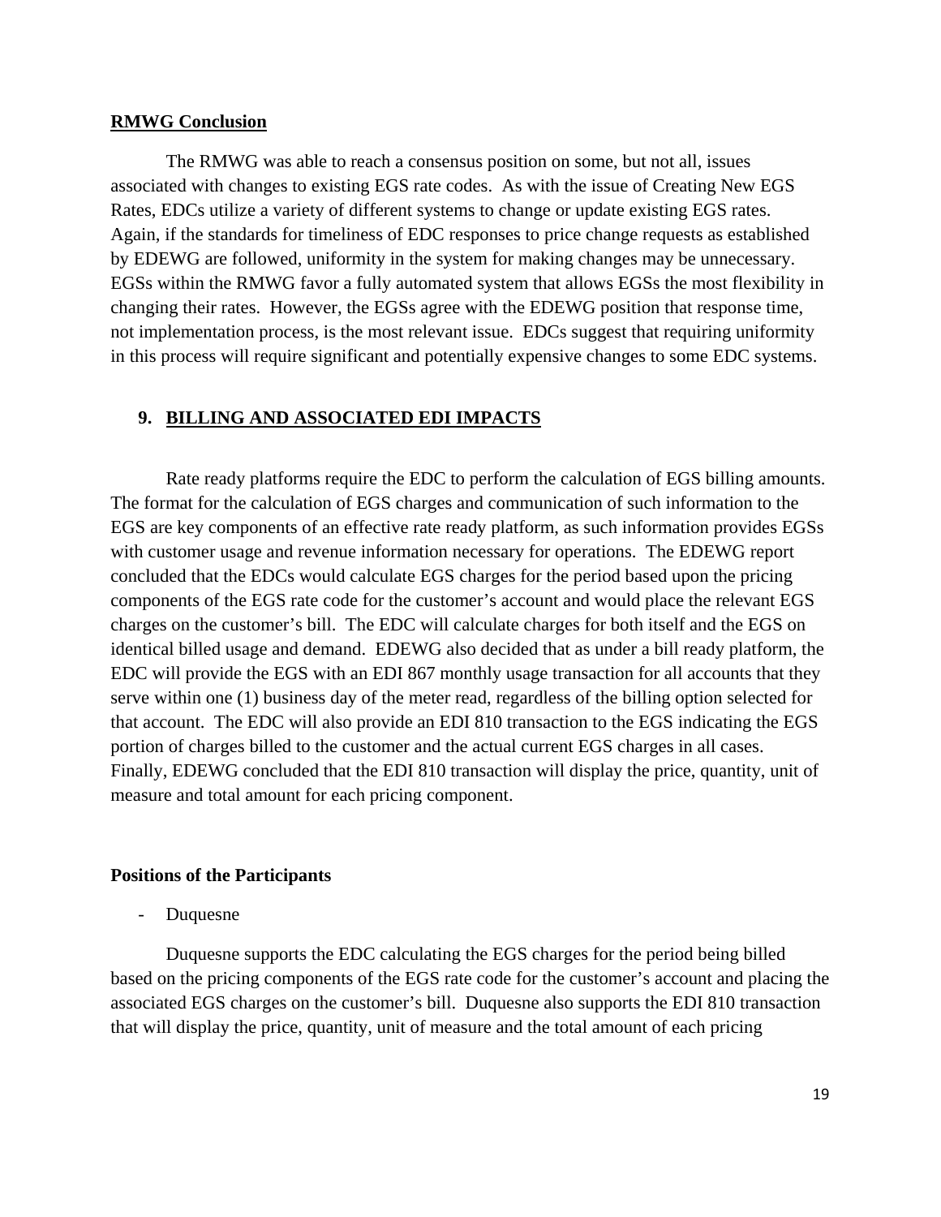**RMWG Conclusion**

The RMWG was able to reach a consensus position on some, but not all, issues associated with changes to existing EGS rate codes. As with the issue of Creating New EGS Rates, EDCs utilize a variety of different systems to change or update existing EGS rates. Again, if the standards for timeliness of EDC responses to price change requests as established by EDEWG are followed, uniformity in the system for making changes may be unnecessary. EGSs within the RMWG favor a fully automated system that allows EGSs the most flexibility in changing their rates. However, the EGSs agree with the EDEWG position that response time, not implementation process, is the most relevant issue. EDCs suggest that requiring uniformity in this process will require significant and potentially expensive changes to some EDC systems.

## 9. BILLING AND ASSOCIATED EDI IMPACTS

Rate ready platforms require the EDC to perform the calculation of EGS billing amounts. The format for the calculation of EGS charges and communication of such information to the EGS are key components of an effective rate ready platform, as such information provides EGSs with customer usage and revenue information necessary for operations. The EDEWG report concluded that the EDCs would calculate EGS charges for the period based upon the pricing components of the EGS rate code for the customer's account and would place the relevant EGS charges on the customer's bill. The EDC will calculate charges for both itself and the EGS on identical billed usage and demand. EDEWG also decided that as under a bill ready platform, the EDC will provide the EGS with an EDI 867 monthly usage transaction for all accounts that they serve within one (1) business day of the meter read, regardless of the billing option selected for that account. The EDC will also provide an EDI 810 transaction to the EGS indicating the EGS portion of charges billed to the customer and the actual current EGS charges in all cases. Finally, EDEWG concluded that the EDI 810 transaction will display the price, quantity, unit of measure and total amount for each pricing component.

**Positions of the Participants**

- Duquesne

Duquesne supports the EDC calculating the EGS charges for the period being billed based on the pricing components of the EGS rate code for the customer's account and placing the associated EGS charges on the customer's bill. Duquesne also supports the EDI 810 transaction that will display the price, quantity, unit of measure and the total amount of each pricing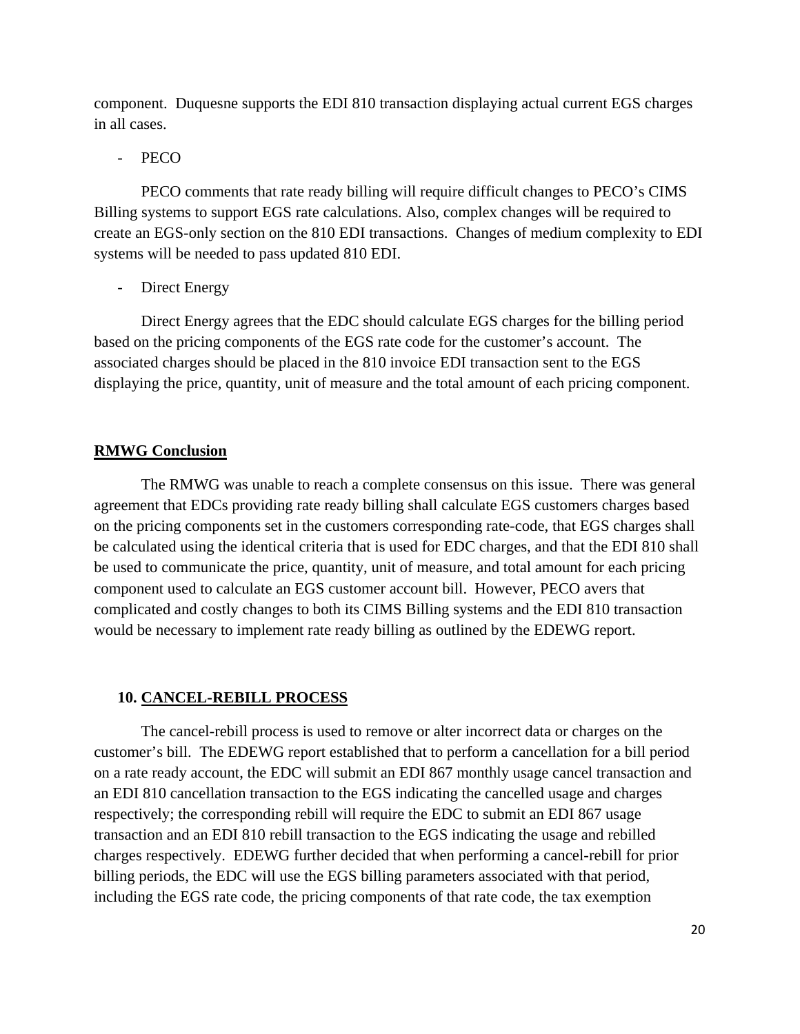component. Duquesne supports the EDI 810 transaction displaying actual current EGS charges in all cases.

- PECO

PECO comments that rate ready billing will require difficult changes to PECO's CIMS Billing systems to support EGS rate calculations. Also, complex changes will be required to create an EGS-only section on the 810 EDI transactions. Changes of medium complexity to EDI systems will be needed to pass updated 810 EDI.

- Direct Energy

Direct Energy agrees that the EDC should calculate EGS charges for the billing period based on the pricing components of the EGS rate code for the customer's account. The associated charges should be placed in the 810 invoice EDI transaction sent to the EGS displaying the price, quantity, unit of measure and the total amount of each pricing component.

**RMWG Conclusion**

The RMWG was unable to reach a complete consensus on this issue. There was general agreement that EDCs providing rate ready billing shall calculate EGS customers charges based on the pricing components set in the customers corresponding rate-code, that EGS charges shall be calculated using the identical criteria that is used for EDC charges, and that the EDI 810 shall be used to communicate the price, quantity, unit of measure, and total amount for each pricing component used to calculate an EGS customer account bill. However, PECO avers that complicated and costly changes to both its CIMS Billing systems and the EDI 810 transaction would be necessary to implement rate ready billing as outlined by the EDEWG report.

## 10. CANCEL-REBILL PROCESS

The cancel-rebill process is used to remove or alter incorrect data or charges on the customer's bill. The EDEWG report established that to perform a cancellation for a bill period on a rate ready account, the EDC will submit an EDI 867 monthly usage cancel transaction and an EDI 810 cancellation transaction to the EGS indicating the cancelled usage and charges respectively; the corresponding rebill will require the EDC to submit an EDI 867 usage transaction and an EDI 810 rebill transaction to the EGS indicating the usage and rebilled charges respectively. EDEWG further decided that when performing a cancel-rebill for prior billing periods, the EDC will use the EGS billing parameters associated with that period, including the EGS rate code, the pricing components of that rate code, the tax exemption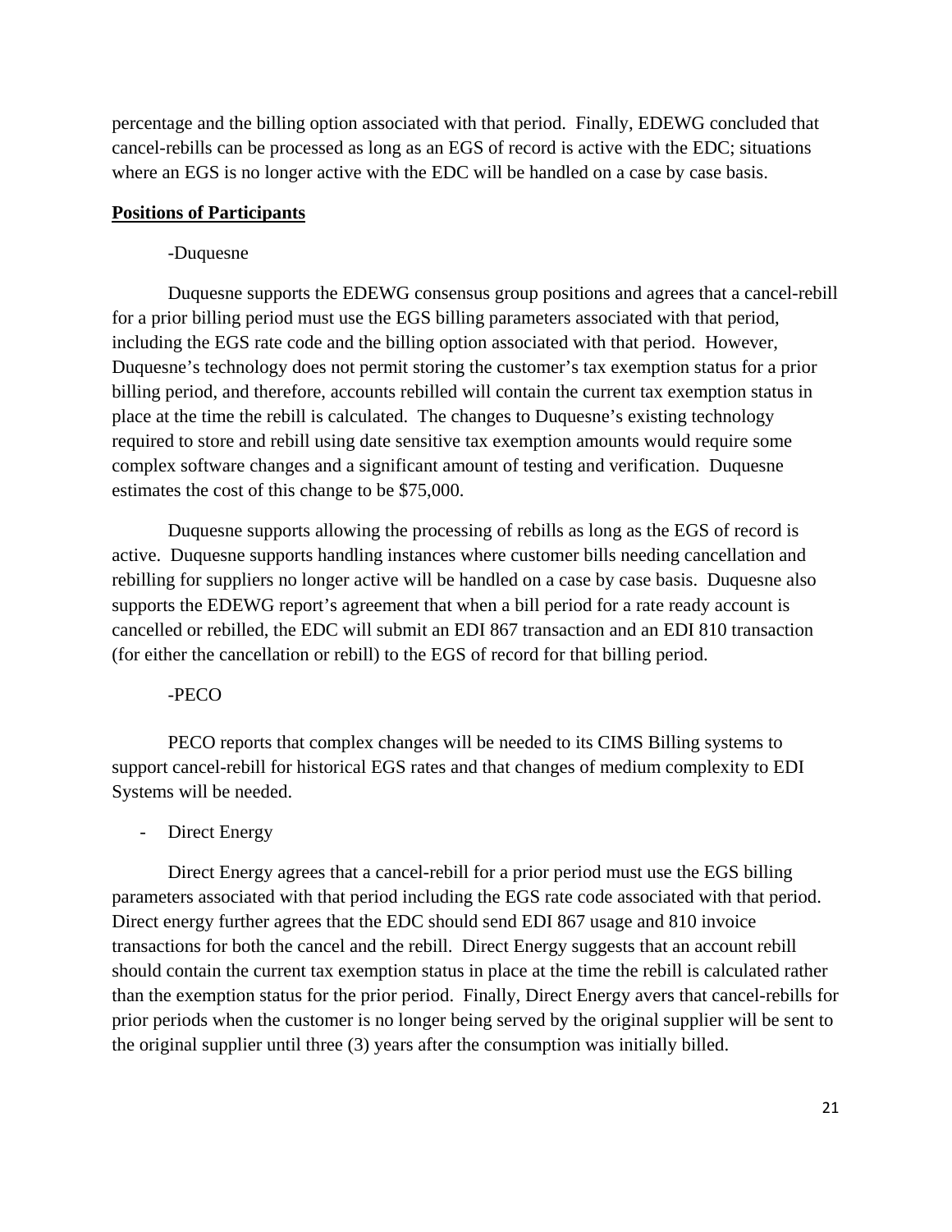percentage and the billing option associated with that period. Finally, EDEWG concluded that cancel-rebills can be processed as long as an EGS of record is active with the EDC; situations where an EGS is no longer active with the EDC will be handled on a case by case basis.

**Positions of Participants**

-Duquesne

Duquesne supports the EDEWG consensus group positions and agrees that a cancel-rebill for a prior billing period must use the EGS billing parameters associated with that period, including the EGS rate code and the billing option associated with that period. However, Duquesne's technology does not permit storing the customer's tax exemption status for a prior billing period, and therefore, accounts rebilled will contain the current tax exemption status in place at the time the rebill is calculated. The changes to Duquesne's existing technology required to store and rebill using date sensitive tax exemption amounts would require some complex software changes and a significant amount of testing and verification. Duquesne estimates the cost of this change to be $75,000.

Duquesne supports allowing the processing of rebills as long as the EGS of record is active. Duquesne supports handling instances where customer bills needing cancellation and rebilling for suppliers no longer active will be handled on a case by case basis. Duquesne also supports the EDEWG report's agreement that when a bill period for a rate ready account is cancelled or rebilled, the EDC will submit an EDI 867 transaction and an EDI 810 transaction (for either the cancellation or rebill) to the EGS of record for that billing period.

-PECO

PECO reports that complex changes will be needed to its CIMS Billing systems to support cancel-rebill for historical EGS rates and that changes of medium complexity to EDI Systems will be needed.

- Direct Energy

Direct Energy agrees that a cancel-rebill for a prior period must use the EGS billing parameters associated with that period including the EGS rate code associated with that period. Direct energy further agrees that the EDC should send EDI 867 usage and 810 invoice transactions for both the cancel and the rebill. Direct Energy suggests that an account rebill should contain the current tax exemption status in place at the time the rebill is calculated rather than the exemption status for the prior period. Finally, Direct Energy avers that cancel-rebills for prior periods when the customer is no longer being served by the original supplier will be sent to the original supplier until three (3) years after the consumption was initially billed.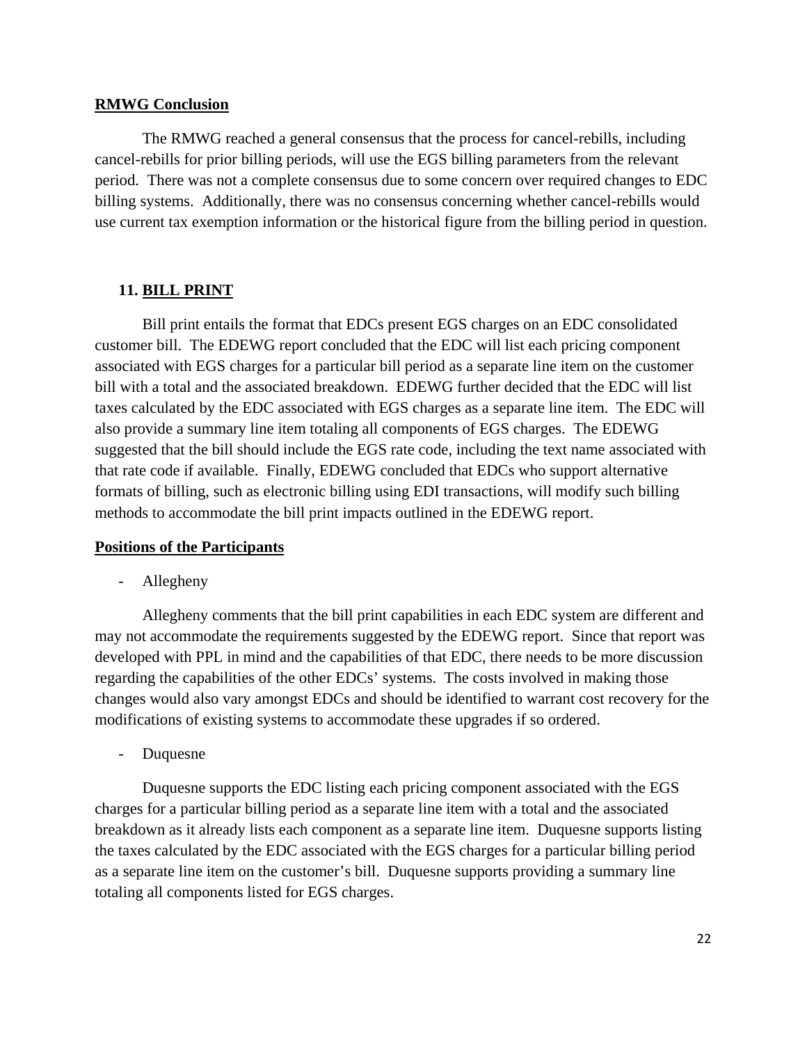**RMWG Conclusion**

The RMWG reached a general consensus that the process for cancel-rebills, including cancel-rebills for prior billing periods, will use the EGS billing parameters from the relevant period. There was not a complete consensus due to some concern over required changes to EDC billing systems. Additionally, there was no consensus concerning whether cancel-rebills would use current tax exemption information or the historical figure from the billing period in question.

## 11. BILL PRINT

Bill print entails the format that EDCs present EGS charges on an EDC consolidated customer bill. The EDEWG report concluded that the EDC will list each pricing component associated with EGS charges for a particular bill period as a separate line item on the customer bill with a total and the associated breakdown. EDEWG further decided that the EDC will list taxes calculated by the EDC associated with EGS charges as a separate line item. The EDC will also provide a summary line item totaling all components of EGS charges. The EDEWG suggested that the bill should include the EGS rate code, including the text name associated with that rate code if available. Finally, EDEWG concluded that EDCs who support alternative formats of billing, such as electronic billing using EDI transactions, will modify such billing methods to accommodate the bill print impacts outlined in the EDEWG report.

**Positions of the Participants**

- Allegheny

Allegheny comments that the bill print capabilities in each EDC system are different and may not accommodate the requirements suggested by the EDEWG report. Since that report was developed with PPL in mind and the capabilities of that EDC, there needs to be more discussion regarding the capabilities of the other EDCs' systems. The costs involved in making those changes would also vary amongst EDCs and should be identified to warrant cost recovery for the modifications of existing systems to accommodate these upgrades if so ordered.

- Duquesne

Duquesne supports the EDC listing each pricing component associated with the EGS charges for a particular billing period as a separate line item with a total and the associated breakdown as it already lists each component as a separate line item. Duquesne supports listing the taxes calculated by the EDC associated with the EGS charges for a particular billing period as a separate line item on the customer's bill. Duquesne supports providing a summary line totaling all components listed for EGS charges.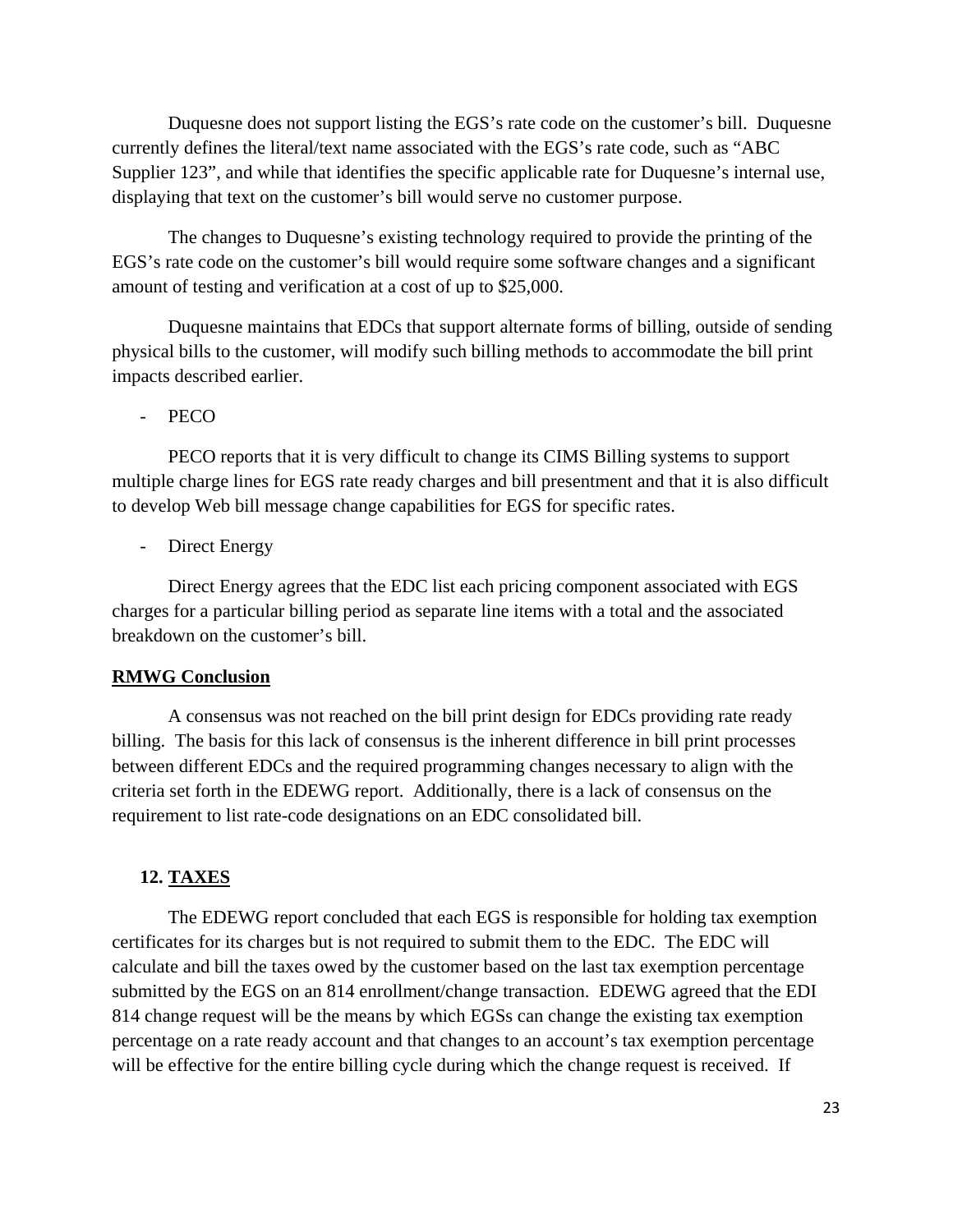Duquesne does not support listing the EGS's rate code on the customer's bill. Duquesne currently defines the literal/text name associated with the EGS's rate code, such as "ABC Supplier 123", and while that identifies the specific applicable rate for Duquesne's internal use, displaying that text on the customer's bill would serve no customer purpose.

The changes to Duquesne's existing technology required to provide the printing of the EGS's rate code on the customer's bill would require some software changes and a significant amount of testing and verification at a cost of up to $25,000.

Duquesne maintains that EDCs that support alternate forms of billing, outside of sending physical bills to the customer, will modify such billing methods to accommodate the bill print impacts described earlier.

- PECO

PECO reports that it is very difficult to change its CIMS Billing systems to support multiple charge lines for EGS rate ready charges and bill presentment and that it is also difficult to develop Web bill message change capabilities for EGS for specific rates.

- Direct Energy

Direct Energy agrees that the EDC list each pricing component associated with EGS charges for a particular billing period as separate line items with a total and the associated breakdown on the customer's bill.

**RMWG Conclusion**

A consensus was not reached on the bill print design for EDCs providing rate ready billing. The basis for this lack of consensus is the inherent difference in bill print processes between different EDCs and the required programming changes necessary to align with the criteria set forth in the EDEWG report. Additionally, there is a lack of consensus on the requirement to list rate-code designations on an EDC consolidated bill.

## 12. TAXES

The EDEWG report concluded that each EGS is responsible for holding tax exemption certificates for its charges but is not required to submit them to the EDC. The EDC will calculate and bill the taxes owed by the customer based on the last tax exemption percentage submitted by the EGS on an 814 enrollment/change transaction. EDEWG agreed that the EDI 814 change request will be the means by which EGSs can change the existing tax exemption percentage on a rate ready account and that changes to an account's tax exemption percentage will be effective for the entire billing cycle during which the change request is received. If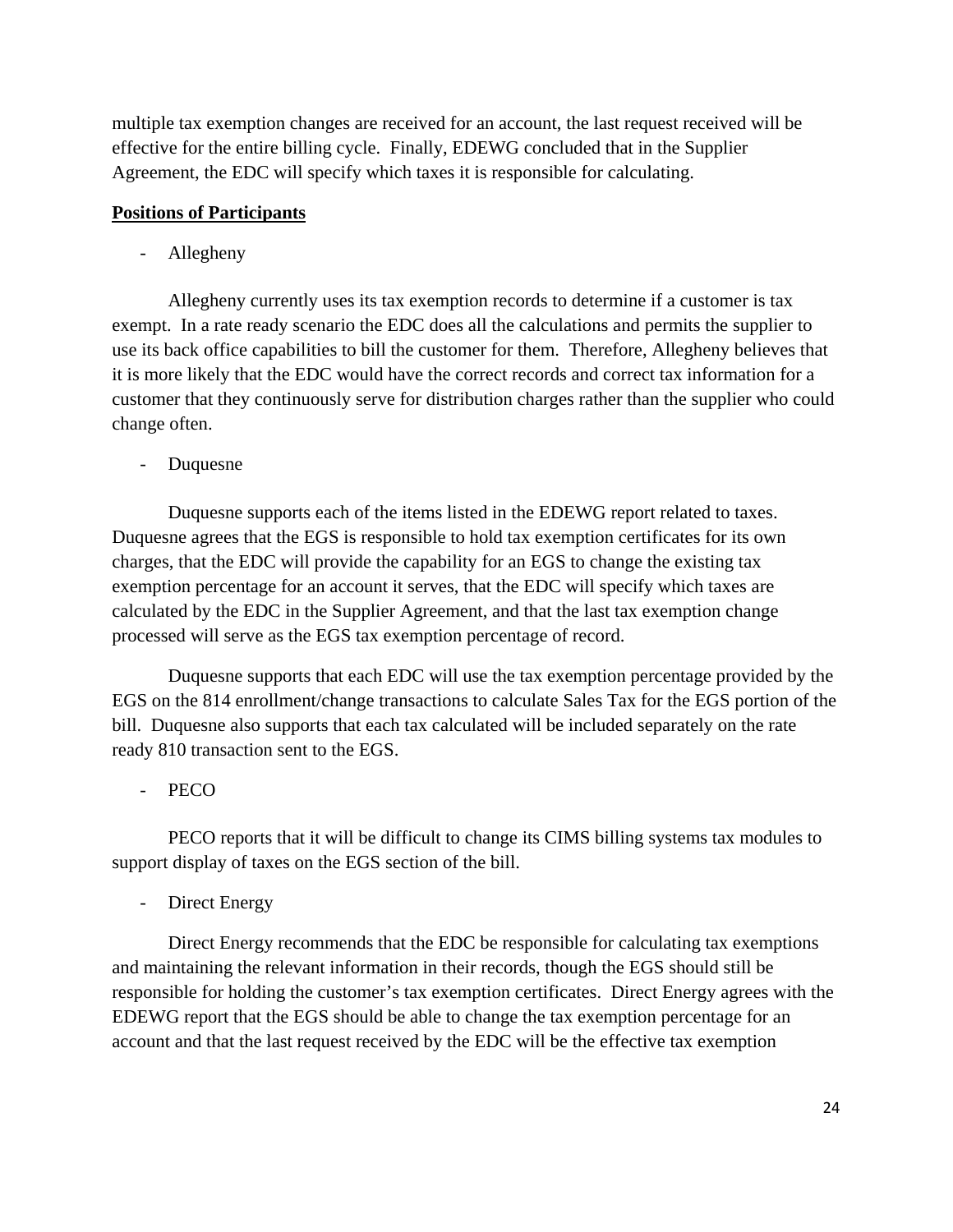multiple tax exemption changes are received for an account, the last request received will be effective for the entire billing cycle. Finally, EDEWG concluded that in the Supplier Agreement, the EDC will specify which taxes it is responsible for calculating.

**Positions of Participants**

- Allegheny

Allegheny currently uses its tax exemption records to determine if a customer is tax exempt. In a rate ready scenario the EDC does all the calculations and permits the supplier to use its back office capabilities to bill the customer for them. Therefore, Allegheny believes that it is more likely that the EDC would have the correct records and correct tax information for a customer that they continuously serve for distribution charges rather than the supplier who could change often.

- Duquesne

Duquesne supports each of the items listed in the EDEWG report related to taxes. Duquesne agrees that the EGS is responsible to hold tax exemption certificates for its own charges, that the EDC will provide the capability for an EGS to change the existing tax exemption percentage for an account it serves, that the EDC will specify which taxes are calculated by the EDC in the Supplier Agreement, and that the last tax exemption change processed will serve as the EGS tax exemption percentage of record.

Duquesne supports that each EDC will use the tax exemption percentage provided by the EGS on the 814 enrollment/change transactions to calculate Sales Tax for the EGS portion of the bill. Duquesne also supports that each tax calculated will be included separately on the rate ready 810 transaction sent to the EGS.

- PECO

PECO reports that it will be difficult to change its CIMS billing systems tax modules to support display of taxes on the EGS section of the bill.

- Direct Energy

Direct Energy recommends that the EDC be responsible for calculating tax exemptions and maintaining the relevant information in their records, though the EGS should still be responsible for holding the customer's tax exemption certificates. Direct Energy agrees with the EDEWG report that the EGS should be able to change the tax exemption percentage for an account and that the last request received by the EDC will be the effective tax exemption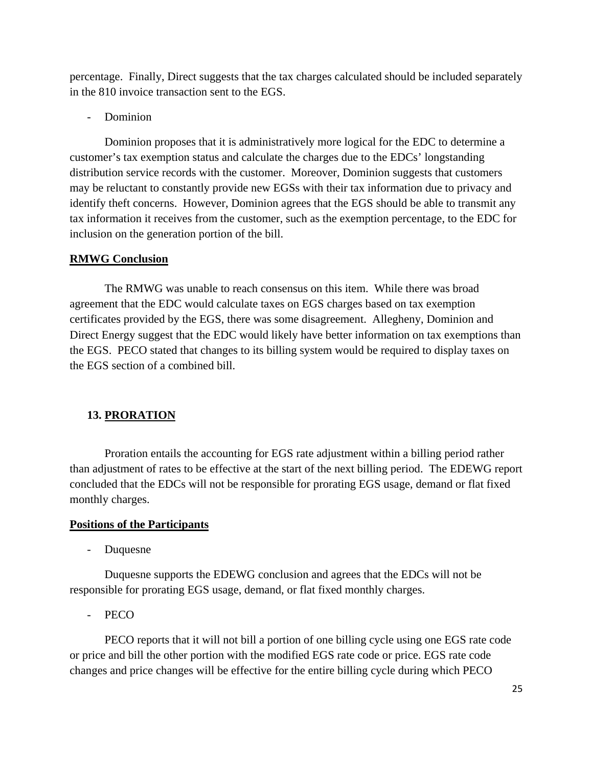percentage. Finally, Direct suggests that the tax charges calculated should be included separately in the 810 invoice transaction sent to the EGS.

- Dominion

Dominion proposes that it is administratively more logical for the EDC to determine a customer's tax exemption status and calculate the charges due to the EDCs' longstanding distribution service records with the customer. Moreover, Dominion suggests that customers may be reluctant to constantly provide new EGSs with their tax information due to privacy and identify theft concerns. However, Dominion agrees that the EGS should be able to transmit any tax information it receives from the customer, such as the exemption percentage, to the EDC for inclusion on the generation portion of the bill.

**RMWG Conclusion**

The RMWG was unable to reach consensus on this item. While there was broad agreement that the EDC would calculate taxes on EGS charges based on tax exemption certificates provided by the EGS, there was some disagreement. Allegheny, Dominion and Direct Energy suggest that the EDC would likely have better information on tax exemptions than the EGS. PECO stated that changes to its billing system would be required to display taxes on the EGS section of a combined bill.

## 13. PRORATION

Proration entails the accounting for EGS rate adjustment within a billing period rather than adjustment of rates to be effective at the start of the next billing period. The EDEWG report concluded that the EDCs will not be responsible for prorating EGS usage, demand or flat fixed monthly charges.

**Positions of the Participants**

- Duquesne

Duquesne supports the EDEWG conclusion and agrees that the EDCs will not be responsible for prorating EGS usage, demand, or flat fixed monthly charges.

- PECO

PECO reports that it will not bill a portion of one billing cycle using one EGS rate code or price and bill the other portion with the modified EGS rate code or price. EGS rate code changes and price changes will be effective for the entire billing cycle during which PECO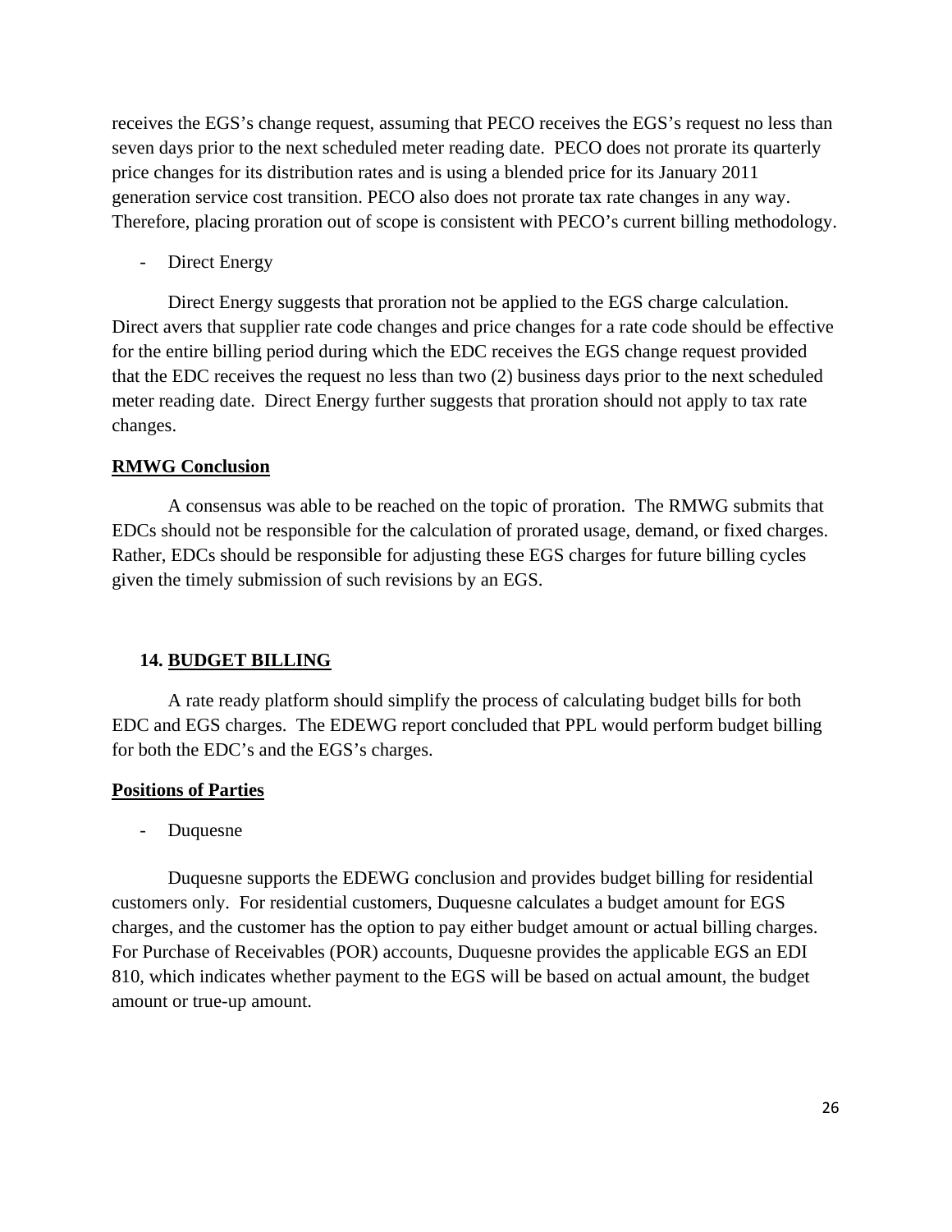receives the EGS's change request, assuming that PECO receives the EGS's request no less than seven days prior to the next scheduled meter reading date. PECO does not prorate its quarterly price changes for its distribution rates and is using a blended price for its January 2011 generation service cost transition. PECO also does not prorate tax rate changes in any way. Therefore, placing proration out of scope is consistent with PECO's current billing methodology.

- Direct Energy

Direct Energy suggests that proration not be applied to the EGS charge calculation. Direct avers that supplier rate code changes and price changes for a rate code should be effective for the entire billing period during which the EDC receives the EGS change request provided that the EDC receives the request no less than two (2) business days prior to the next scheduled meter reading date. Direct Energy further suggests that proration should not apply to tax rate changes.

**RMWG Conclusion**

A consensus was able to be reached on the topic of proration. The RMWG submits that EDCs should not be responsible for the calculation of prorated usage, demand, or fixed charges. Rather, EDCs should be responsible for adjusting these EGS charges for future billing cycles given the timely submission of such revisions by an EGS.

## 14. BUDGET BILLING

A rate ready platform should simplify the process of calculating budget bills for both EDC and EGS charges. The EDEWG report concluded that PPL would perform budget billing for both the EDC's and the EGS's charges.

**Positions of Parties**

- Duquesne

Duquesne supports the EDEWG conclusion and provides budget billing for residential customers only. For residential customers, Duquesne calculates a budget amount for EGS charges, and the customer has the option to pay either budget amount or actual billing charges. For Purchase of Receivables (POR) accounts, Duquesne provides the applicable EGS an EDI 810, which indicates whether payment to the EGS will be based on actual amount, the budget amount or true-up amount.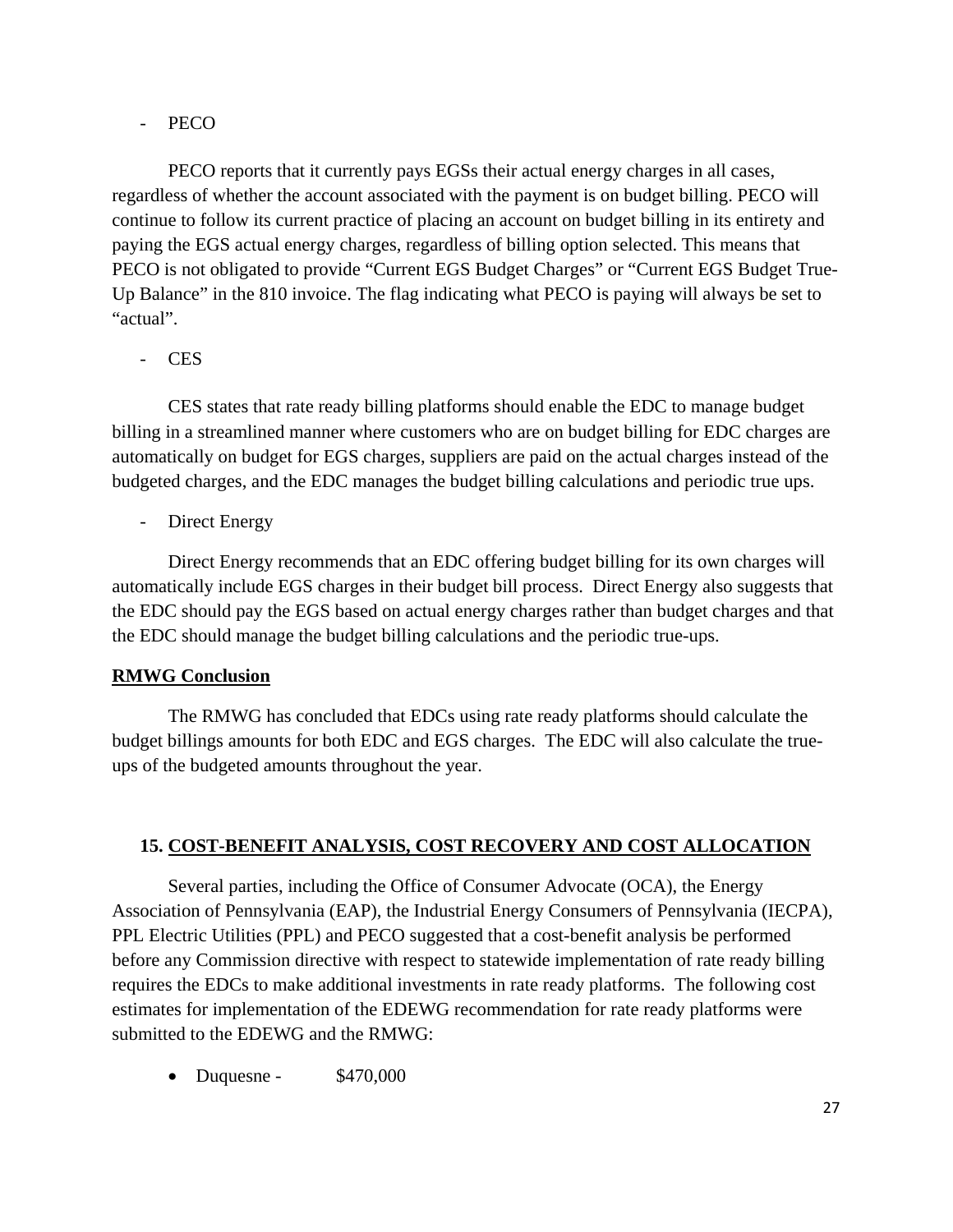- PECO

PECO reports that it currently pays EGSs their actual energy charges in all cases, regardless of whether the account associated with the payment is on budget billing. PECO will continue to follow its current practice of placing an account on budget billing in its entirety and paying the EGS actual energy charges, regardless of billing option selected. This means that PECO is not obligated to provide "Current EGS Budget Charges" or "Current EGS Budget True-Up Balance" in the 810 invoice. The flag indicating what PECO is paying will always be set to "actual".

- CES

CES states that rate ready billing platforms should enable the EDC to manage budget billing in a streamlined manner where customers who are on budget billing for EDC charges are automatically on budget for EGS charges, suppliers are paid on the actual charges instead of the budgeted charges, and the EDC manages the budget billing calculations and periodic true ups.

- Direct Energy

Direct Energy recommends that an EDC offering budget billing for its own charges will automatically include EGS charges in their budget bill process. Direct Energy also suggests that the EDC should pay the EGS based on actual energy charges rather than budget charges and that the EDC should manage the budget billing calculations and the periodic true-ups.

**RMWG Conclusion**

The RMWG has concluded that EDCs using rate ready platforms should calculate the budget billings amounts for both EDC and EGS charges. The EDC will also calculate the true-ups of the budgeted amounts throughout the year.

## 15. COST-BENEFIT ANALYSIS, COST RECOVERY AND COST ALLOCATION

Several parties, including the Office of Consumer Advocate (OCA), the Energy Association of Pennsylvania (EAP), the Industrial Energy Consumers of Pennsylvania (IECPA), PPL Electric Utilities (PPL) and PECO suggested that a cost-benefit analysis be performed before any Commission directive with respect to statewide implementation of rate ready billing requires the EDCs to make additional investments in rate ready platforms. The following cost estimates for implementation of the EDEWG recommendation for rate ready platforms were submitted to the EDEWG and the RMWG:

- Duquesne - $470,000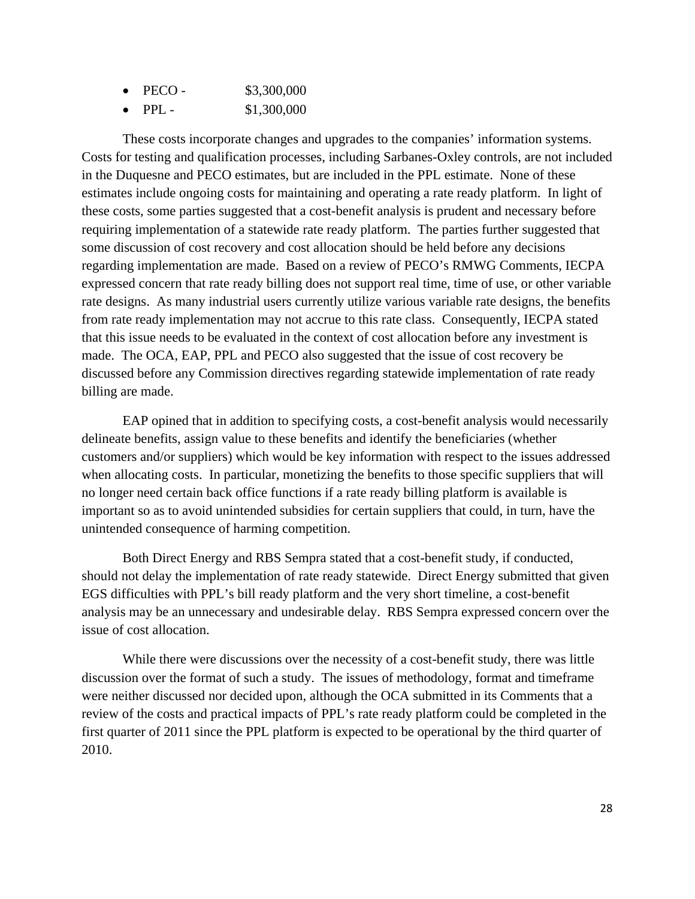- PECO - $3,300,000
- PPL - $1,300,000

These costs incorporate changes and upgrades to the companies' information systems. Costs for testing and qualification processes, including Sarbanes-Oxley controls, are not included in the Duquesne and PECO estimates, but are included in the PPL estimate. None of these estimates include ongoing costs for maintaining and operating a rate ready platform. In light of these costs, some parties suggested that a cost-benefit analysis is prudent and necessary before requiring implementation of a statewide rate ready platform. The parties further suggested that some discussion of cost recovery and cost allocation should be held before any decisions regarding implementation are made. Based on a review of PECO's RMWG Comments, IECPA expressed concern that rate ready billing does not support real time, time of use, or other variable rate designs. As many industrial users currently utilize various variable rate designs, the benefits from rate ready implementation may not accrue to this rate class. Consequently, IECPA stated that this issue needs to be evaluated in the context of cost allocation before any investment is made. The OCA, EAP, PPL and PECO also suggested that the issue of cost recovery be discussed before any Commission directives regarding statewide implementation of rate ready billing are made.

EAP opined that in addition to specifying costs, a cost-benefit analysis would necessarily delineate benefits, assign value to these benefits and identify the beneficiaries (whether customers and/or suppliers) which would be key information with respect to the issues addressed when allocating costs. In particular, monetizing the benefits to those specific suppliers that will no longer need certain back office functions if a rate ready billing platform is available is important so as to avoid unintended subsidies for certain suppliers that could, in turn, have the unintended consequence of harming competition.

Both Direct Energy and RBS Sempra stated that a cost-benefit study, if conducted, should not delay the implementation of rate ready statewide. Direct Energy submitted that given EGS difficulties with PPL's bill ready platform and the very short timeline, a cost-benefit analysis may be an unnecessary and undesirable delay. RBS Sempra expressed concern over the issue of cost allocation.

While there were discussions over the necessity of a cost-benefit study, there was little discussion over the format of such a study. The issues of methodology, format and timeframe were neither discussed nor decided upon, although the OCA submitted in its Comments that a review of the costs and practical impacts of PPL's rate ready platform could be completed in the first quarter of 2011 since the PPL platform is expected to be operational by the third quarter of 2010.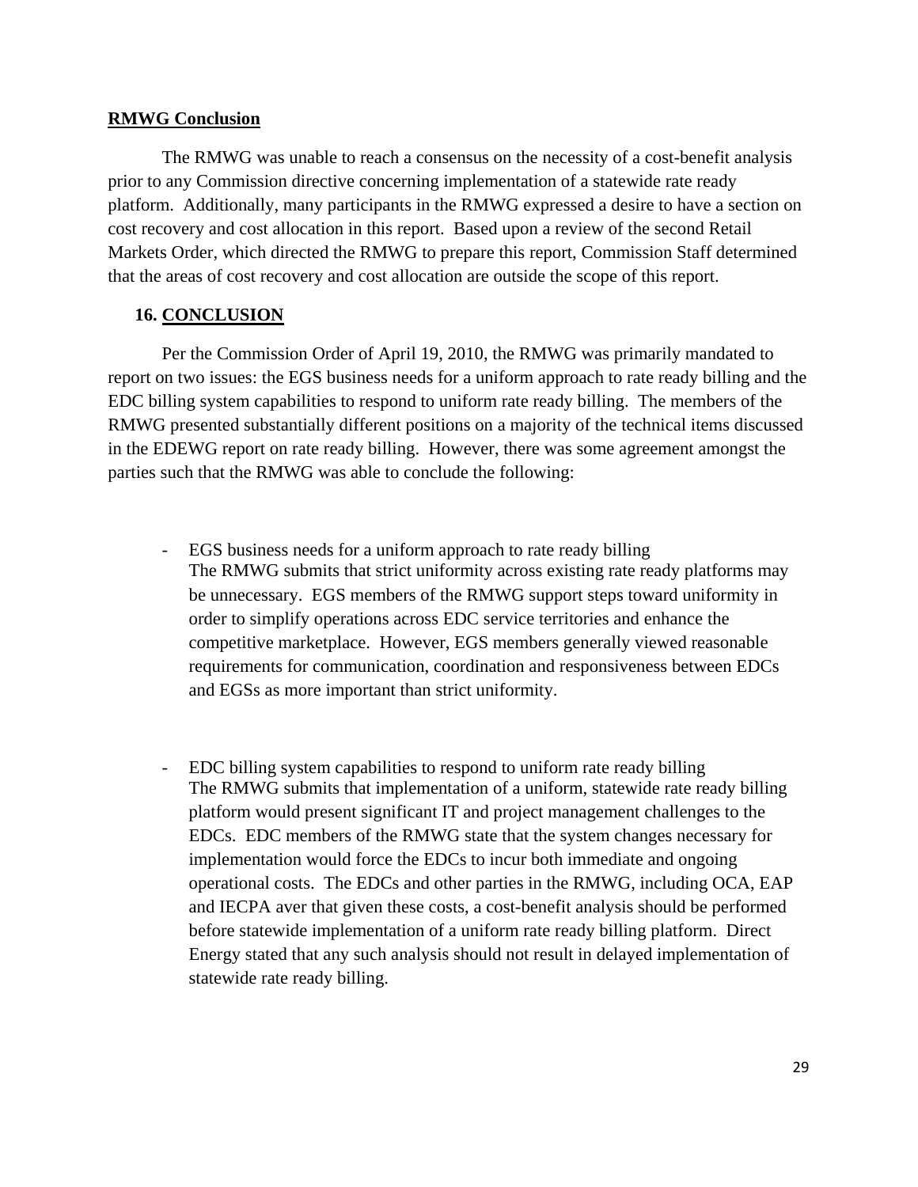**RMWG Conclusion**

The RMWG was unable to reach a consensus on the necessity of a cost-benefit analysis prior to any Commission directive concerning implementation of a statewide rate ready platform. Additionally, many participants in the RMWG expressed a desire to have a section on cost recovery and cost allocation in this report. Based upon a review of the second Retail Markets Order, which directed the RMWG to prepare this report, Commission Staff determined that the areas of cost recovery and cost allocation are outside the scope of this report.

## 16. CONCLUSION

Per the Commission Order of April 19, 2010, the RMWG was primarily mandated to report on two issues: the EGS business needs for a uniform approach to rate ready billing and the EDC billing system capabilities to respond to uniform rate ready billing. The members of the RMWG presented substantially different positions on a majority of the technical items discussed in the EDEWG report on rate ready billing. However, there was some agreement amongst the parties such that the RMWG was able to conclude the following:

- EGS business needs for a uniform approach to rate ready billing
  The RMWG submits that strict uniformity across existing rate ready platforms may be unnecessary. EGS members of the RMWG support steps toward uniformity in order to simplify operations across EDC service territories and enhance the competitive marketplace. However, EGS members generally viewed reasonable requirements for communication, coordination and responsiveness between EDCs and EGSs as more important than strict uniformity.

- EDC billing system capabilities to respond to uniform rate ready billing
  The RMWG submits that implementation of a uniform, statewide rate ready billing platform would present significant IT and project management challenges to the EDCs. EDC members of the RMWG state that the system changes necessary for implementation would force the EDCs to incur both immediate and ongoing operational costs. The EDCs and other parties in the RMWG, including OCA, EAP and IECPA aver that given these costs, a cost-benefit analysis should be performed before statewide implementation of a uniform rate ready billing platform. Direct Energy stated that any such analysis should not result in delayed implementation of statewide rate ready billing.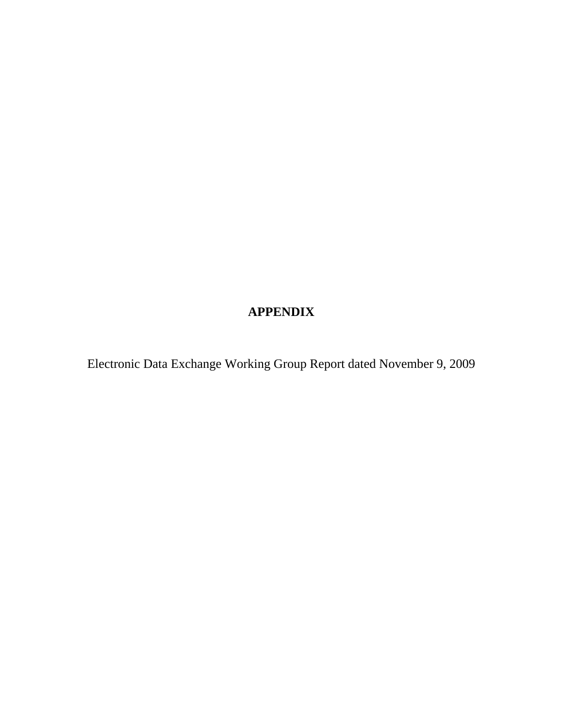# APPENDIX

Electronic Data Exchange Working Group Report dated November 9, 2009